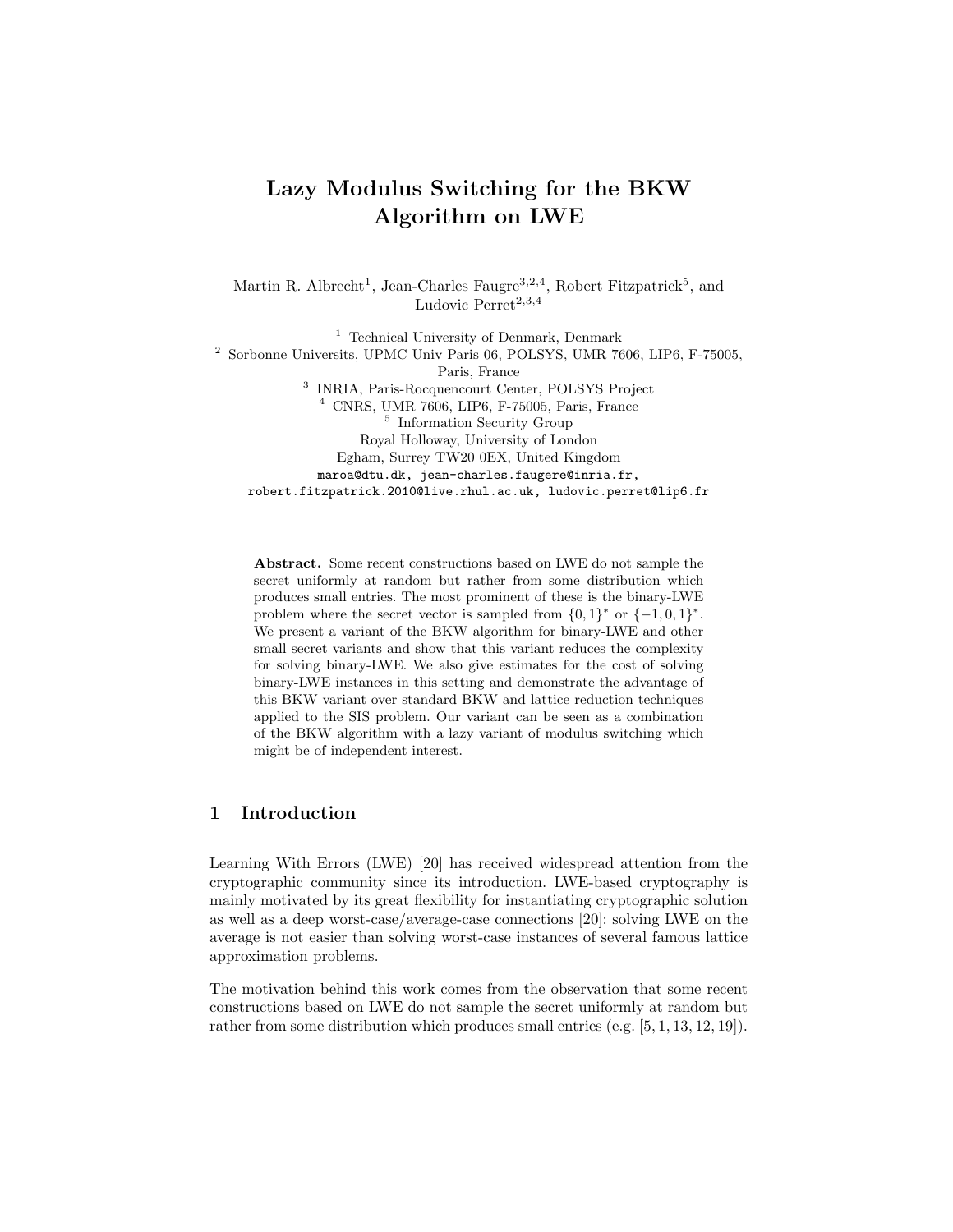# Lazy Modulus Switching for the BKW Algorithm on LWE

Martin R. Albrecht[1], Jean-Charles Faugère[3,2,4], Robert Fitzpatrick[5], and Ludovic Perret[2,3,4]

[1] Technical University of Denmark, Denmark
[2] Sorbonne Universits, UPMC Univ Paris 06, POLSYS, UMR 7606, LIP6, F-75005, Paris, France
[3] INRIA, Paris-Rocquencourt Center, POLSYS Project
[4] CNRS, UMR 7606, LIP6, F-75005, Paris, France
[5] Information Security Group
Royal Holloway, University of London
Egham, Surrey TW20 0EX, United Kingdom

`maroa@dtu.dk, jean-charles.faugere@inria.fr, robert.fitzpatrick.2010@live.rhul.ac.uk, ludovic.perret@lip6.fr`

**Abstract.** Some recent constructions based on LWE do not sample the secret uniformly at random but rather from some distribution which produces small entries. The most prominent of these is the binary-LWE problem where the secret vector is sampled from $\{0,1\}^*$ or $\{-1,0,1\}^*$. We present a variant of the BKW algorithm for binary-LWE and other small secret variants and show that this variant reduces the complexity for solving binary-LWE. We also give estimates for the cost of solving binary-LWE instances in this setting and demonstrate the advantage of this BKW variant over standard BKW and lattice reduction techniques applied to the SIS problem. Our variant can be seen as a combination of the BKW algorithm with a lazy variant of modulus switching which might be of independent interest.

## 1 Introduction

Learning With Errors (LWE) [20] has received widespread attention from the cryptographic community since its introduction. LWE-based cryptography is mainly motivated by its great flexibility for instantiating cryptographic solution as well as a deep worst-case/average-case connections [20]: solving LWE on the average is not easier than solving worst-case instances of several famous lattice approximation problems.

The motivation behind this work comes from the observation that some recent constructions based on LWE do not sample the secret uniformly at random but rather from some distribution which produces small entries (e.g. [5, 1, 13, 12, 19]).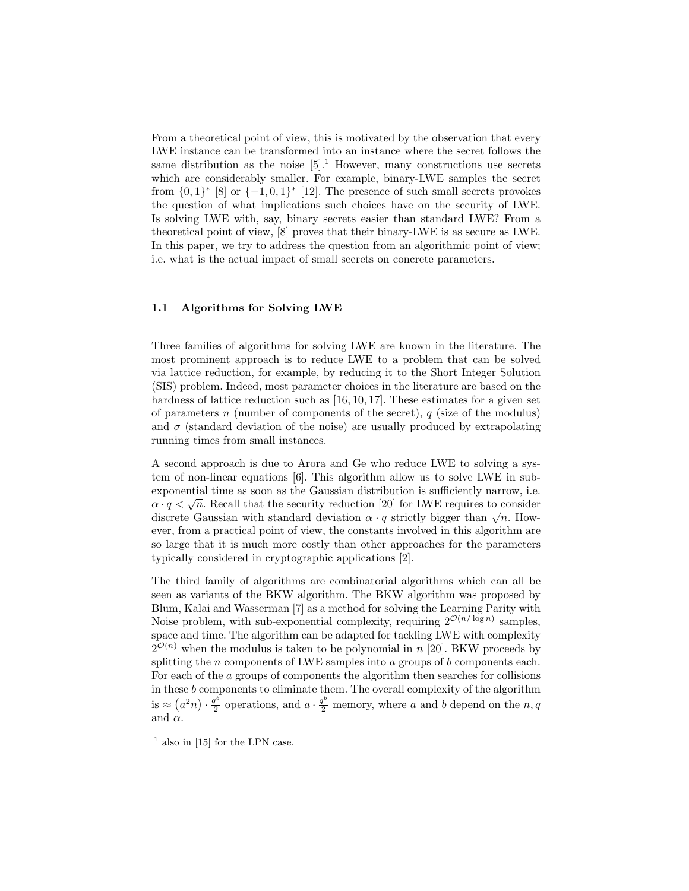From a theoretical point of view, this is motivated by the observation that every LWE instance can be transformed into an instance where the secret follows the same distribution as the noise [5].[1] However, many constructions use secrets which are considerably smaller. For example, binary-LWE samples the secret from $\{0,1\}^*$ [8] or $\{-1,0,1\}^*$ [12]. The presence of such small secrets provokes the question of what implications such choices have on the security of LWE. Is solving LWE with, say, binary secrets easier than standard LWE? From a theoretical point of view, [8] proves that their binary-LWE is as secure as LWE. In this paper, we try to address the question from an algorithmic point of view; i.e. what is the actual impact of small secrets on concrete parameters.

### 1.1 Algorithms for Solving LWE

Three families of algorithms for solving LWE are known in the literature. The most prominent approach is to reduce LWE to a problem that can be solved via lattice reduction, for example, by reducing it to the Short Integer Solution (SIS) problem. Indeed, most parameter choices in the literature are based on the hardness of lattice reduction such as [16, 10, 17]. These estimates for a given set of parameters $n$ (number of components of the secret), $q$ (size of the modulus) and $\sigma$ (standard deviation of the noise) are usually produced by extrapolating running times from small instances.

A second approach is due to Arora and Ge who reduce LWE to solving a system of non-linear equations [6]. This algorithm allow us to solve LWE in subexponential time as soon as the Gaussian distribution is sufficiently narrow, i.e. $\alpha \cdot q < \sqrt{n}$. Recall that the security reduction [20] for LWE requires to consider discrete Gaussian with standard deviation $\alpha \cdot q$ strictly bigger than $\sqrt{n}$. However, from a practical point of view, the constants involved in this algorithm are so large that it is much more costly than other approaches for the parameters typically considered in cryptographic applications [2].

The third family of algorithms are combinatorial algorithms which can all be seen as variants of the BKW algorithm. The BKW algorithm was proposed by Blum, Kalai and Wasserman [7] as a method for solving the Learning Parity with Noise problem, with sub-exponential complexity, requiring $2^{\mathcal{O}(n/\log n)}$ samples, space and time. The algorithm can be adapted for tackling LWE with complexity $2^{\mathcal{O}(n)}$ when the modulus is taken to be polynomial in $n$ [20]. BKW proceeds by splitting the $n$ components of LWE samples into $a$ groups of $b$ components each. For each of the $a$ groups of components the algorithm then searches for collisions in these $b$ components to eliminate them. The overall complexity of the algorithm is $\approx \left(a^2 n\right) \cdot \frac{q^b}{2}$ operations, and $a \cdot \frac{q^b}{2}$ memory, where $a$ and $b$ depend on the $n, q$ and $\alpha$.

[1] also in [15] for the LPN case.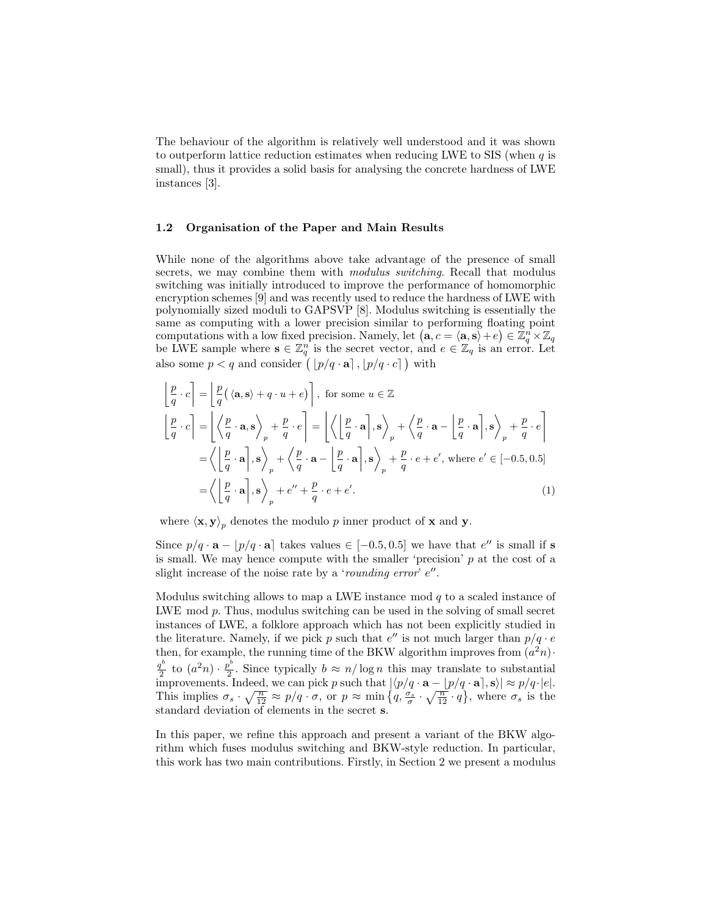The behaviour of the algorithm is relatively well understood and it was shown to outperform lattice reduction estimates when reducing LWE to SIS (when $q$ is small), thus it provides a solid basis for analysing the concrete hardness of LWE instances [3].

### 1.2 Organisation of the Paper and Main Results

While none of the algorithms above take advantage of the presence of small secrets, we may combine them with *modulus switching*. Recall that modulus switching was initially introduced to improve the performance of homomorphic encryption schemes [9] and was recently used to reduce the hardness of LWE with polynomially sized moduli to GAPSVP [8]. Modulus switching is essentially the same as computing with a lower precision similar to performing floating point computations with a low fixed precision. Namely, let $(\mathbf{a}, c = \langle \mathbf{a}, \mathbf{s} \rangle + e) \in \mathbb{Z}_q^n \times \mathbb{Z}_q$ be LWE sample where $\mathbf{s} \in \mathbb{Z}_q^n$ is the secret vector, and $e \in \mathbb{Z}_q$ is an error. Let also some $p < q$ and consider $(\lfloor p/q \cdot \mathbf{a} \rceil, \lfloor p/q \cdot c \rceil)$ with

$$
\begin{aligned}
\left\lfloor \frac{p}{q} \cdot c \right\rceil &= \left\lfloor \frac{p}{q} \big( \langle \mathbf{a}, \mathbf{s} \rangle + q \cdot u + e \big) \right\rceil, \text{ for some } u \in \mathbb{Z} \\
\left\lfloor \frac{p}{q} \cdot c \right\rceil &= \left\lfloor \left\langle \frac{p}{q} \cdot \mathbf{a}, \mathbf{s} \right\rangle_p + \frac{p}{q} \cdot e \right\rceil = \left\lfloor \left\langle \left\lfloor \frac{p}{q} \cdot \mathbf{a} \right\rceil, \mathbf{s} \right\rangle_p + \left\langle \frac{p}{q} \cdot \mathbf{a} - \left\lfloor \frac{p}{q} \cdot \mathbf{a} \right\rceil, \mathbf{s} \right\rangle_p + \frac{p}{q} \cdot e \right\rceil \\
&= \left\langle \left\lfloor \frac{p}{q} \cdot \mathbf{a} \right\rceil, \mathbf{s} \right\rangle_p + \left\langle \frac{p}{q} \cdot \mathbf{a} - \left\lfloor \frac{p}{q} \cdot \mathbf{a} \right\rceil, \mathbf{s} \right\rangle_p + \frac{p}{q} \cdot e + e', \text{ where } e' \in [-0.5, 0.5] \\
&= \left\langle \left\lfloor \frac{p}{q} \cdot \mathbf{a} \right\rceil, \mathbf{s} \right\rangle_p + e'' + \frac{p}{q} \cdot e + e'. \qquad (1)
\end{aligned}
$$

where $\langle \mathbf{x}, \mathbf{y} \rangle_p$ denotes the modulo $p$ inner product of $\mathbf{x}$ and $\mathbf{y}$.

Since $p/q \cdot \mathbf{a} - \lfloor p/q \cdot \mathbf{a} \rceil$ takes values $\in [-0.5, 0.5]$ we have that $e''$ is small if $\mathbf{s}$ is small. We may hence compute with the smaller 'precision' $p$ at the cost of a slight increase of the noise rate by a '*rounding error*' $e''$.

Modulus switching allows to map a LWE instance mod $q$ to a scaled instance of LWE mod $p$. Thus, modulus switching can be used in the solving of small secret instances of LWE, a folklore approach which has not been explicitly studied in the literature. Namely, if we pick $p$ such that $e''$ is not much larger than $p/q \cdot e$ then, for example, the running time of the BKW algorithm improves from $(a^2 n) \cdot \frac{q^b}{2}$ to $(a^2 n) \cdot \frac{p^b}{2}$. Since typically $b \approx n/\log n$ this may translate to substantial improvements. Indeed, we can pick $p$ such that $|\langle p/q \cdot \mathbf{a} - \lfloor p/q \cdot \mathbf{a} \rceil, \mathbf{s} \rangle| \approx p/q \cdot |e|$. This implies $\sigma_s \cdot \sqrt{\frac{n}{12}} \approx p/q \cdot \sigma$, or $p \approx \min\left\{q, \frac{\sigma_s}{\sigma} \cdot \sqrt{\frac{n}{12}} \cdot q\right\}$, where $\sigma_s$ is the standard deviation of elements in the secret $\mathbf{s}$.

In this paper, we refine this approach and present a variant of the BKW algorithm which fuses modulus switching and BKW-style reduction. In particular, this work has two main contributions. Firstly, in Section 2 we present a modulus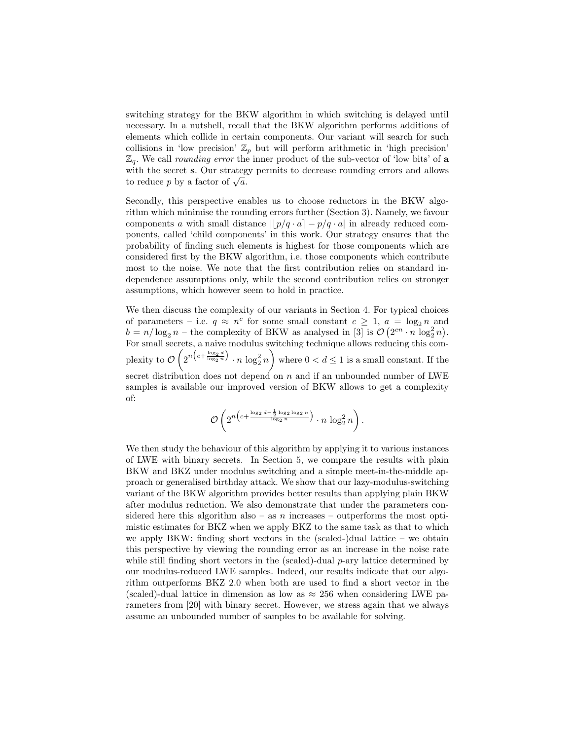switching strategy for the BKW algorithm in which switching is delayed until necessary. In a nutshell, recall that the BKW algorithm performs additions of elements which collide in certain components. Our variant will search for such collisions in 'low precision' $\mathbb{Z}_p$ but will perform arithmetic in 'high precision' $\mathbb{Z}_q$. We call *rounding error* the inner product of the sub-vector of 'low bits' of $\mathbf{a}$ with the secret $\mathbf{s}$. Our strategy permits to decrease rounding errors and allows to reduce $p$ by a factor of $\sqrt{a}$.

Secondly, this perspective enables us to choose reductors in the BKW algorithm which minimise the rounding errors further (Section 3). Namely, we favour components $a$ with small distance $|\lfloor p/q \cdot a \rceil - p/q \cdot a|$ in already reduced components, called 'child components' in this work. Our strategy ensures that the probability of finding such elements is highest for those components which are considered first by the BKW algorithm, i.e. those components which contribute most to the noise. We note that the first contribution relies on standard independence assumptions only, while the second contribution relies on stronger assumptions, which however seem to hold in practice.

We then discuss the complexity of our variants in Section 4. For typical choices of parameters – i.e. $q \approx n^c$ for some small constant $c \geq 1$, $a = \log_2 n$ and $b = n/\log_2 n$ – the complexity of BKW as analysed in [3] is $\mathcal{O}\left(2^{cn} \cdot n \log_2^2 n\right)$. For small secrets, a naive modulus switching technique allows reducing this complexity to $\mathcal{O}\left(2^{n\left(c+\frac{\log_2 d}{\log_2 n}\right)} \cdot n \log_2^2 n\right)$ where $0 < d \leq 1$ is a small constant. If the secret distribution does not depend on $n$ and if an unbounded number of LWE samples is available our improved version of BKW allows to get a complexity of:

$$\mathcal{O}\left(2^{n\left(c+\frac{\log_2 d - \frac{1}{2}\log_2 \log_2 n}{\log_2 n}\right)} \cdot n \log_2^2 n\right).$$

We then study the behaviour of this algorithm by applying it to various instances of LWE with binary secrets. In Section 5, we compare the results with plain BKW and BKZ under modulus switching and a simple meet-in-the-middle approach or generalised birthday attack. We show that our lazy-modulus-switching variant of the BKW algorithm provides better results than applying plain BKW after modulus reduction. We also demonstrate that under the parameters considered here this algorithm also – as $n$ increases – outperforms the most optimistic estimates for BKZ when we apply BKZ to the same task as that to which we apply BKW: finding short vectors in the (scaled-)dual lattice – we obtain this perspective by viewing the rounding error as an increase in the noise rate while still finding short vectors in the (scaled)-dual $p$-ary lattice determined by our modulus-reduced LWE samples. Indeed, our results indicate that our algorithm outperforms BKZ 2.0 when both are used to find a short vector in the (scaled)-dual lattice in dimension as low as $\approx 256$ when considering LWE parameters from [20] with binary secret. However, we stress again that we always assume an unbounded number of samples to be available for solving.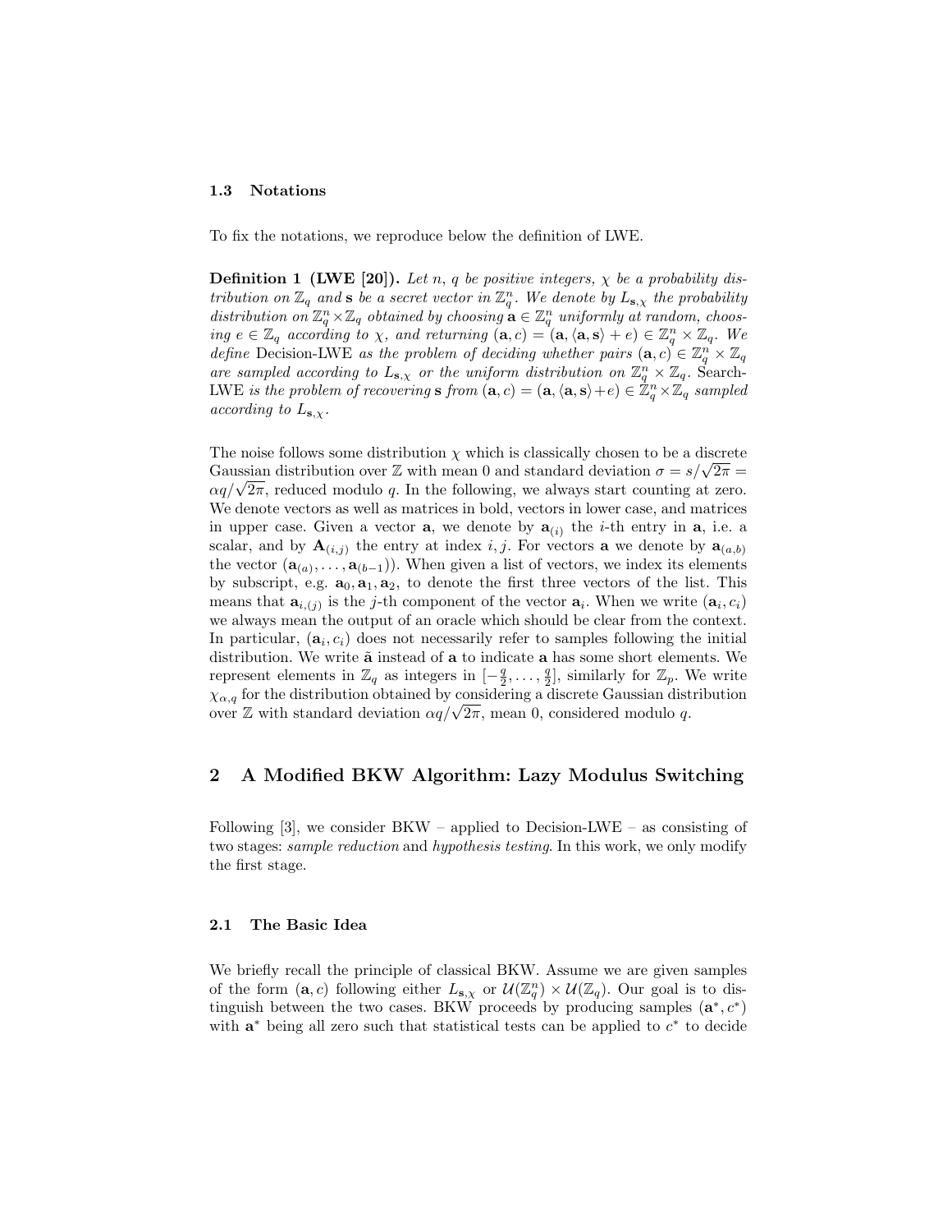### 1.3 Notations

To fix the notations, we reproduce below the definition of LWE.

**Definition 1 (LWE [20]).** *Let $n$, $q$ be positive integers, $\chi$ be a probability distribution on $\mathbb{Z}_q$ and $\mathbf{s}$ be a secret vector in $\mathbb{Z}_q^n$. We denote by $L_{\mathbf{s},\chi}$ the probability distribution on $\mathbb{Z}_q^n \times \mathbb{Z}_q$ obtained by choosing $\mathbf{a} \in \mathbb{Z}_q^n$ uniformly at random, choosing $e \in \mathbb{Z}_q$ according to $\chi$, and returning $(\mathbf{a}, c) = (\mathbf{a}, \langle \mathbf{a}, \mathbf{s} \rangle + e) \in \mathbb{Z}_q^n \times \mathbb{Z}_q$. We define* Decision-LWE *as the problem of deciding whether pairs $(\mathbf{a}, c) \in \mathbb{Z}_q^n \times \mathbb{Z}_q$ are sampled according to $L_{\mathbf{s},\chi}$ or the uniform distribution on $\mathbb{Z}_q^n \times \mathbb{Z}_q$.* Search-LWE *is the problem of recovering $\mathbf{s}$ from $(\mathbf{a}, c) = (\mathbf{a}, \langle \mathbf{a}, \mathbf{s} \rangle + e) \in \mathbb{Z}_q^n \times \mathbb{Z}_q$ sampled according to $L_{\mathbf{s},\chi}$.*

The noise follows some distribution $\chi$ which is classically chosen to be a discrete Gaussian distribution over $\mathbb{Z}$ with mean 0 and standard deviation $\sigma = s/\sqrt{2\pi} = \alpha q/\sqrt{2\pi}$, reduced modulo $q$. In the following, we always start counting at zero. We denote vectors as well as matrices in bold, vectors in lower case, and matrices in upper case. Given a vector $\mathbf{a}$, we denote by $\mathbf{a}_{(i)}$ the $i$-th entry in $\mathbf{a}$, i.e. a scalar, and by $\mathbf{A}_{(i,j)}$ the entry at index $i, j$. For vectors $\mathbf{a}$ we denote by $\mathbf{a}_{(a,b)}$ the vector $(\mathbf{a}_{(a)}, \ldots, \mathbf{a}_{(b-1)})$. When given a list of vectors, we index its elements by subscript, e.g. $\mathbf{a}_0, \mathbf{a}_1, \mathbf{a}_2$, to denote the first three vectors of the list. This means that $\mathbf{a}_{i,(j)}$ is the $j$-th component of the vector $\mathbf{a}_i$. When we write $(\mathbf{a}_i, c_i)$ we always mean the output of an oracle which should be clear from the context. In particular, $(\mathbf{a}_i, c_i)$ does not necessarily refer to samples following the initial distribution. We write $\tilde{\mathbf{a}}$ instead of $\mathbf{a}$ to indicate $\mathbf{a}$ has some short elements. We represent elements in $\mathbb{Z}_q$ as integers in $[-\frac{q}{2}, \ldots, \frac{q}{2}]$, similarly for $\mathbb{Z}_p$. We write $\chi_{\alpha,q}$ for the distribution obtained by considering a discrete Gaussian distribution over $\mathbb{Z}$ with standard deviation $\alpha q/\sqrt{2\pi}$, mean 0, considered modulo $q$.

## 2 A Modified BKW Algorithm: Lazy Modulus Switching

Following [3], we consider BKW – applied to Decision-LWE – as consisting of two stages: *sample reduction* and *hypothesis testing*. In this work, we only modify the first stage.

### 2.1 The Basic Idea

We briefly recall the principle of classical BKW. Assume we are given samples of the form $(\mathbf{a}, c)$ following either $L_{\mathbf{s},\chi}$ or $\mathcal{U}(\mathbb{Z}_q^n) \times \mathcal{U}(\mathbb{Z}_q)$. Our goal is to distinguish between the two cases. BKW proceeds by producing samples $(\mathbf{a}^*, c^*)$ with $\mathbf{a}^*$ being all zero such that statistical tests can be applied to $c^*$ to decide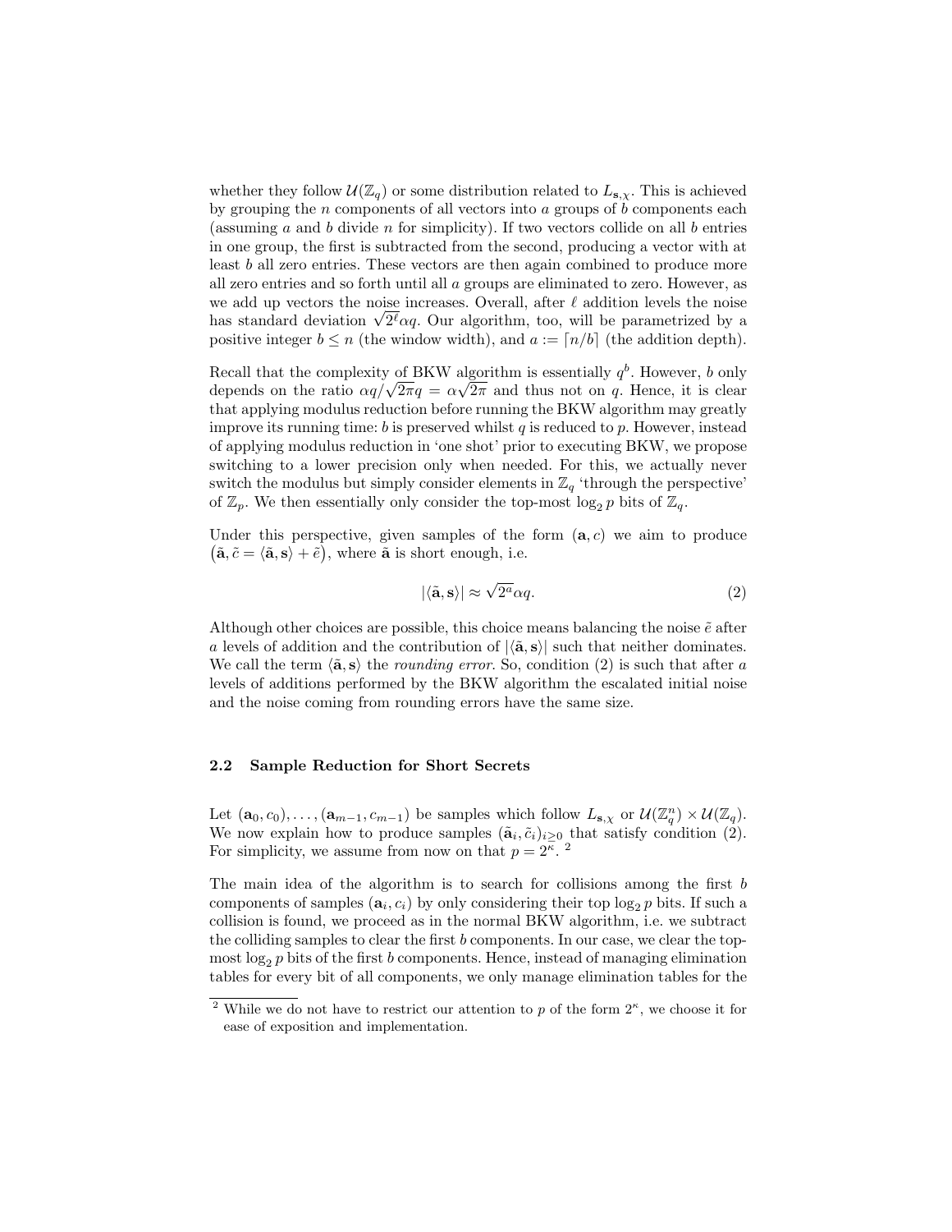whether they follow $\mathcal{U}(\mathbb{Z}_q)$ or some distribution related to $L_{\mathbf{s},\chi}$. This is achieved by grouping the $n$ components of all vectors into $a$ groups of $b$ components each (assuming $a$ and $b$ divide $n$ for simplicity). If two vectors collide on all $b$ entries in one group, the first is subtracted from the second, producing a vector with at least $b$ all zero entries. These vectors are then again combined to produce more all zero entries and so forth until all $a$ groups are eliminated to zero. However, as we add up vectors the noise increases. Overall, after $\ell$ addition levels the noise has standard deviation $\sqrt{2^\ell}\alpha q$. Our algorithm, too, will be parametrized by a positive integer $b \leq n$ (the window width), and $a := \lceil n/b \rceil$ (the addition depth).

Recall that the complexity of BKW algorithm is essentially $q^b$. However, $b$ only depends on the ratio $\alpha q/\sqrt{2\pi}q = \alpha\sqrt{2\pi}$ and thus not on $q$. Hence, it is clear that applying modulus reduction before running the BKW algorithm may greatly improve its running time: $b$ is preserved whilst $q$ is reduced to $p$. However, instead of applying modulus reduction in 'one shot' prior to executing BKW, we propose switching to a lower precision only when needed. For this, we actually never switch the modulus but simply consider elements in $\mathbb{Z}_q$ 'through the perspective' of $\mathbb{Z}_p$. We then essentially only consider the top-most $\log_2 p$ bits of $\mathbb{Z}_q$.

Under this perspective, given samples of the form $(\mathbf{a}, c)$ we aim to produce $\left(\tilde{\mathbf{a}}, \tilde{c} = \langle \tilde{\mathbf{a}}, \mathbf{s} \rangle + \tilde{e}\right)$, where $\tilde{\mathbf{a}}$ is short enough, i.e.

$$|\langle \tilde{\mathbf{a}}, \mathbf{s} \rangle| \approx \sqrt{2^a}\alpha q. \tag{2}$$

Although other choices are possible, this choice means balancing the noise $\tilde{e}$ after $a$ levels of addition and the contribution of $|\langle \tilde{\mathbf{a}}, \mathbf{s} \rangle|$ such that neither dominates. We call the term $\langle \tilde{\mathbf{a}}, \mathbf{s} \rangle$ the *rounding error*. So, condition (2) is such that after $a$ levels of additions performed by the BKW algorithm the escalated initial noise and the noise coming from rounding errors have the same size.

### 2.2 Sample Reduction for Short Secrets

Let $(\mathbf{a}_0, c_0), \ldots, (\mathbf{a}_{m-1}, c_{m-1})$ be samples which follow $L_{\mathbf{s},\chi}$ or $\mathcal{U}(\mathbb{Z}_q^n) \times \mathcal{U}(\mathbb{Z}_q)$. We now explain how to produce samples $(\tilde{\mathbf{a}}_i, \tilde{c}_i)_{i \geq 0}$ that satisfy condition (2). For simplicity, we assume from now on that $p = 2^\kappa$. [2]

The main idea of the algorithm is to search for collisions among the first $b$ components of samples $(\mathbf{a}_i, c_i)$ by only considering their top $\log_2 p$ bits. If such a collision is found, we proceed as in the normal BKW algorithm, i.e. we subtract the colliding samples to clear the first $b$ components. In our case, we clear the top-most $\log_2 p$ bits of the first $b$ components. Hence, instead of managing elimination tables for every bit of all components, we only manage elimination tables for the

[2] While we do not have to restrict our attention to $p$ of the form $2^\kappa$, we choose it for ease of exposition and implementation.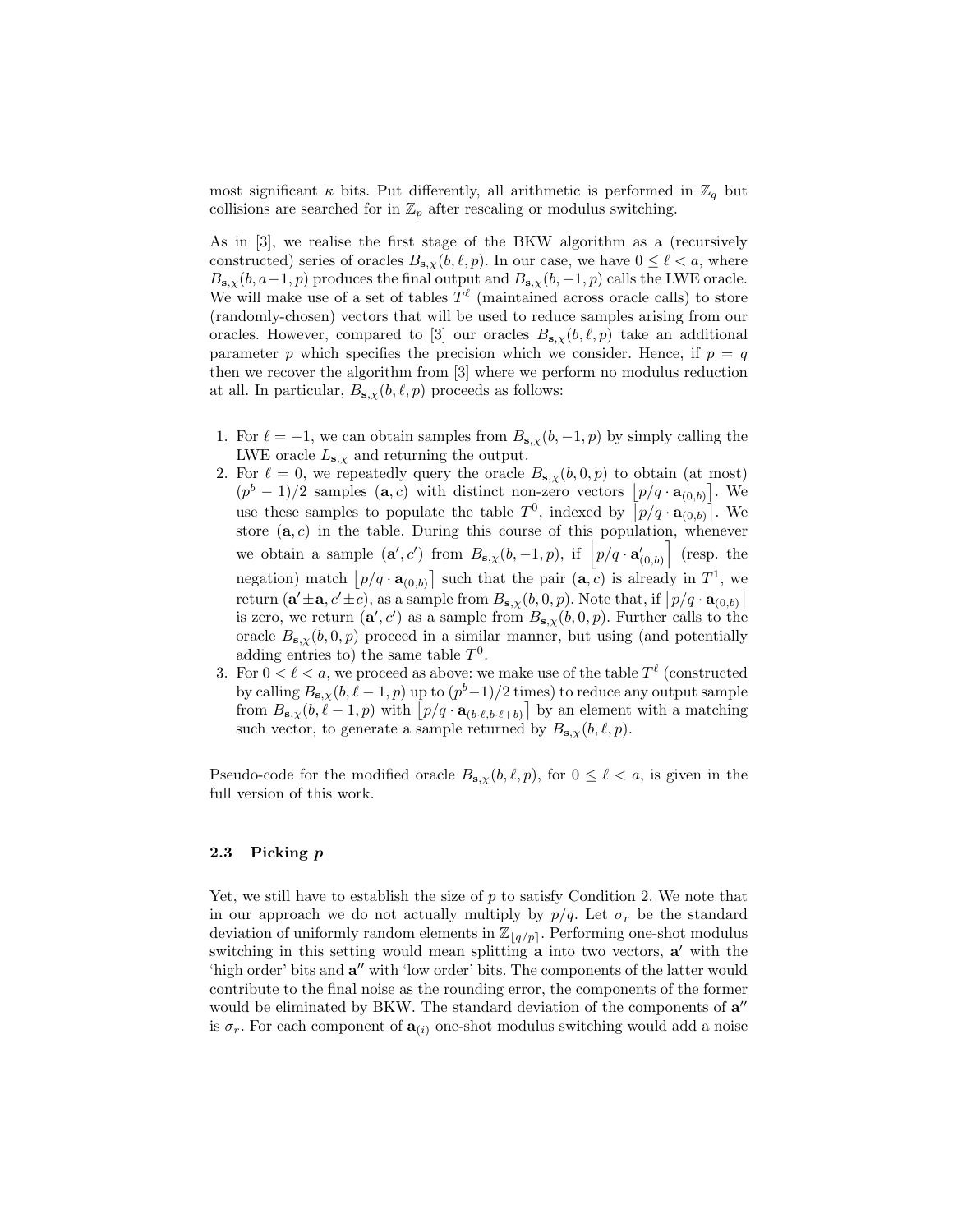most significant $\kappa$ bits. Put differently, all arithmetic is performed in $\mathbb{Z}_q$ but collisions are searched for in $\mathbb{Z}_p$ after rescaling or modulus switching.

As in [3], we realise the first stage of the BKW algorithm as a (recursively constructed) series of oracles $B_{\mathbf{s},\chi}(b, \ell, p)$. In our case, we have $0 \leq \ell < a$, where $B_{\mathbf{s},\chi}(b, a-1, p)$ produces the final output and $B_{\mathbf{s},\chi}(b, -1, p)$ calls the LWE oracle. We will make use of a set of tables $T^\ell$ (maintained across oracle calls) to store (randomly-chosen) vectors that will be used to reduce samples arising from our oracles. However, compared to [3] our oracles $B_{\mathbf{s},\chi}(b, \ell, p)$ take an additional parameter $p$ which specifies the precision which we consider. Hence, if $p = q$ then we recover the algorithm from [3] where we perform no modulus reduction at all. In particular, $B_{\mathbf{s},\chi}(b, \ell, p)$ proceeds as follows:

1. For $\ell = -1$, we can obtain samples from $B_{\mathbf{s},\chi}(b, -1, p)$ by simply calling the LWE oracle $L_{\mathbf{s},\chi}$ and returning the output.
2. For $\ell = 0$, we repeatedly query the oracle $B_{\mathbf{s},\chi}(b, 0, p)$ to obtain (at most) $(p^b - 1)/2$ samples $(\mathbf{a}, c)$ with distinct non-zero vectors $\lfloor p/q \cdot \mathbf{a}_{(0,b)} \rceil$. We use these samples to populate the table $T^0$, indexed by $\lfloor p/q \cdot \mathbf{a}_{(0,b)} \rceil$. We store $(\mathbf{a}, c)$ in the table. During this course of this population, whenever we obtain a sample $(\mathbf{a}', c')$ from $B_{\mathbf{s},\chi}(b, -1, p)$, if $\left\lfloor p/q \cdot \mathbf{a}'_{(0,b)} \right\rceil$ (resp. the negation) match $\lfloor p/q \cdot \mathbf{a}_{(0,b)} \rceil$ such that the pair $(\mathbf{a}, c)$ is already in $T^1$, we return $(\mathbf{a}' \pm \mathbf{a}, c' \pm c)$, as a sample from $B_{\mathbf{s},\chi}(b, 0, p)$. Note that, if $\lfloor p/q \cdot \mathbf{a}_{(0,b)} \rceil$ is zero, we return $(\mathbf{a}', c')$ as a sample from $B_{\mathbf{s},\chi}(b, 0, p)$. Further calls to the oracle $B_{\mathbf{s},\chi}(b, 0, p)$ proceed in a similar manner, but using (and potentially adding entries to) the same table $T^0$.
3. For $0 < \ell < a$, we proceed as above: we make use of the table $T^\ell$ (constructed by calling $B_{\mathbf{s},\chi}(b, \ell - 1, p)$ up to $(p^b - 1)/2$ times) to reduce any output sample from $B_{\mathbf{s},\chi}(b, \ell - 1, p)$ with $\lfloor p/q \cdot \mathbf{a}_{(b \cdot \ell, b \cdot \ell + b)} \rceil$ by an element with a matching such vector, to generate a sample returned by $B_{\mathbf{s},\chi}(b, \ell, p)$.

Pseudo-code for the modified oracle $B_{\mathbf{s},\chi}(b, \ell, p)$, for $0 \leq \ell < a$, is given in the full version of this work.

### 2.3 Picking $p$

Yet, we still have to establish the size of $p$ to satisfy Condition 2. We note that in our approach we do not actually multiply by $p/q$. Let $\sigma_r$ be the standard deviation of uniformly random elements in $\mathbb{Z}_{\lfloor q/p \rceil}$. Performing one-shot modulus switching in this setting would mean splitting $\mathbf{a}$ into two vectors, $\mathbf{a}'$ with the 'high order' bits and $\mathbf{a}''$ with 'low order' bits. The components of the latter would contribute to the final noise as the rounding error, the components of the former would be eliminated by BKW. The standard deviation of the components of $\mathbf{a}''$ is $\sigma_r$. For each component of $\mathbf{a}_{(i)}$ one-shot modulus switching would add a noise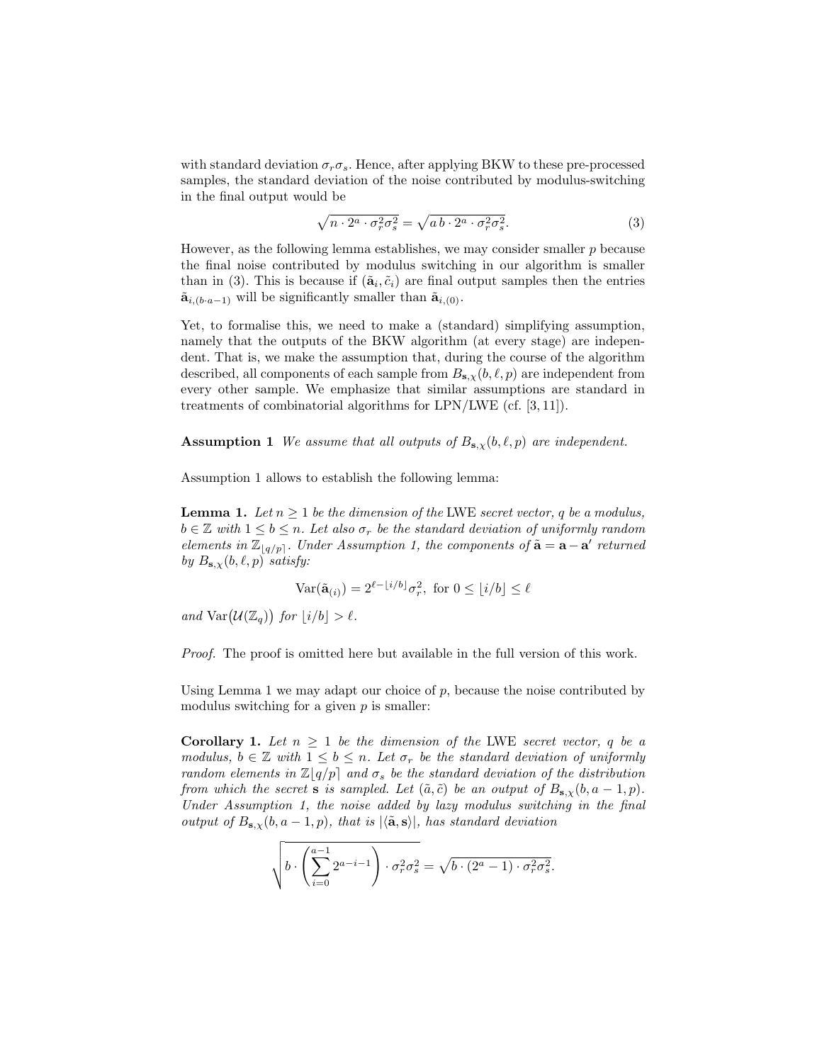with standard deviation $\sigma_r \sigma_s$. Hence, after applying BKW to these pre-processed samples, the standard deviation of the noise contributed by modulus-switching in the final output would be

$$\sqrt{n \cdot 2^a \cdot \sigma_r^2 \sigma_s^2} = \sqrt{a\,b \cdot 2^a \cdot \sigma_r^2 \sigma_s^2}. \tag{3}$$

However, as the following lemma establishes, we may consider smaller $p$ because the final noise contributed by modulus switching in our algorithm is smaller than in (3). This is because if $(\tilde{\mathbf{a}}_i, \tilde{c}_i)$ are final output samples then the entries $\tilde{\mathbf{a}}_{i,(b \cdot a-1)}$ will be significantly smaller than $\tilde{\mathbf{a}}_{i,(0)}$.

Yet, to formalise this, we need to make a (standard) simplifying assumption, namely that the outputs of the BKW algorithm (at every stage) are independent. That is, we make the assumption that, during the course of the algorithm described, all components of each sample from $B_{\mathbf{s},\chi}(b, \ell, p)$ are independent from every other sample. We emphasize that similar assumptions are standard in treatments of combinatorial algorithms for LPN/LWE (cf. [3, 11]).

**Assumption 1** *We assume that all outputs of $B_{\mathbf{s},\chi}(b, \ell, p)$ are independent.*

Assumption 1 allows to establish the following lemma:

**Lemma 1.** *Let $n \geq 1$ be the dimension of the* LWE *secret vector, $q$ be a modulus, $b \in \mathbb{Z}$ with $1 \leq b \leq n$. Let also $\sigma_r$ be the standard deviation of uniformly random elements in $\mathbb{Z}_{\lfloor q/p \rceil}$. Under Assumption 1, the components of $\tilde{\mathbf{a}} = \mathbf{a} - \mathbf{a}'$ returned by $B_{\mathbf{s},\chi}(b, \ell, p)$ satisfy:*

$$\mathrm{Var}(\tilde{\mathbf{a}}_{(i)}) = 2^{\ell - \lfloor i/b \rfloor} \sigma_r^2, \text{ for } 0 \leq \lfloor i/b \rfloor \leq \ell$$

*and $\mathrm{Var}\big(\mathcal{U}(\mathbb{Z}_q)\big)$ for $\lfloor i/b \rfloor > \ell$.*

*Proof.* The proof is omitted here but available in the full version of this work.

Using Lemma 1 we may adapt our choice of $p$, because the noise contributed by modulus switching for a given $p$ is smaller:

**Corollary 1.** *Let $n \geq 1$ be the dimension of the* LWE *secret vector, $q$ be a modulus, $b \in \mathbb{Z}$ with $1 \leq b \leq n$. Let $\sigma_r$ be the standard deviation of uniformly random elements in $\mathbb{Z}\lfloor q/p \rceil$ and $\sigma_s$ be the standard deviation of the distribution from which the secret $\mathbf{s}$ is sampled. Let $(\tilde{a}, \tilde{c})$ be an output of $B_{\mathbf{s},\chi}(b, a-1, p)$. Under Assumption 1, the noise added by lazy modulus switching in the final output of $B_{\mathbf{s},\chi}(b, a-1, p)$, that is $|\langle \tilde{\mathbf{a}}, \mathbf{s} \rangle|$, has standard deviation*

$$\sqrt{b \cdot \left( \sum_{i=0}^{a-1} 2^{a-i-1} \right) \cdot \sigma_r^2 \sigma_s^2} = \sqrt{b \cdot (2^a - 1) \cdot \sigma_r^2 \sigma_s^2}.$$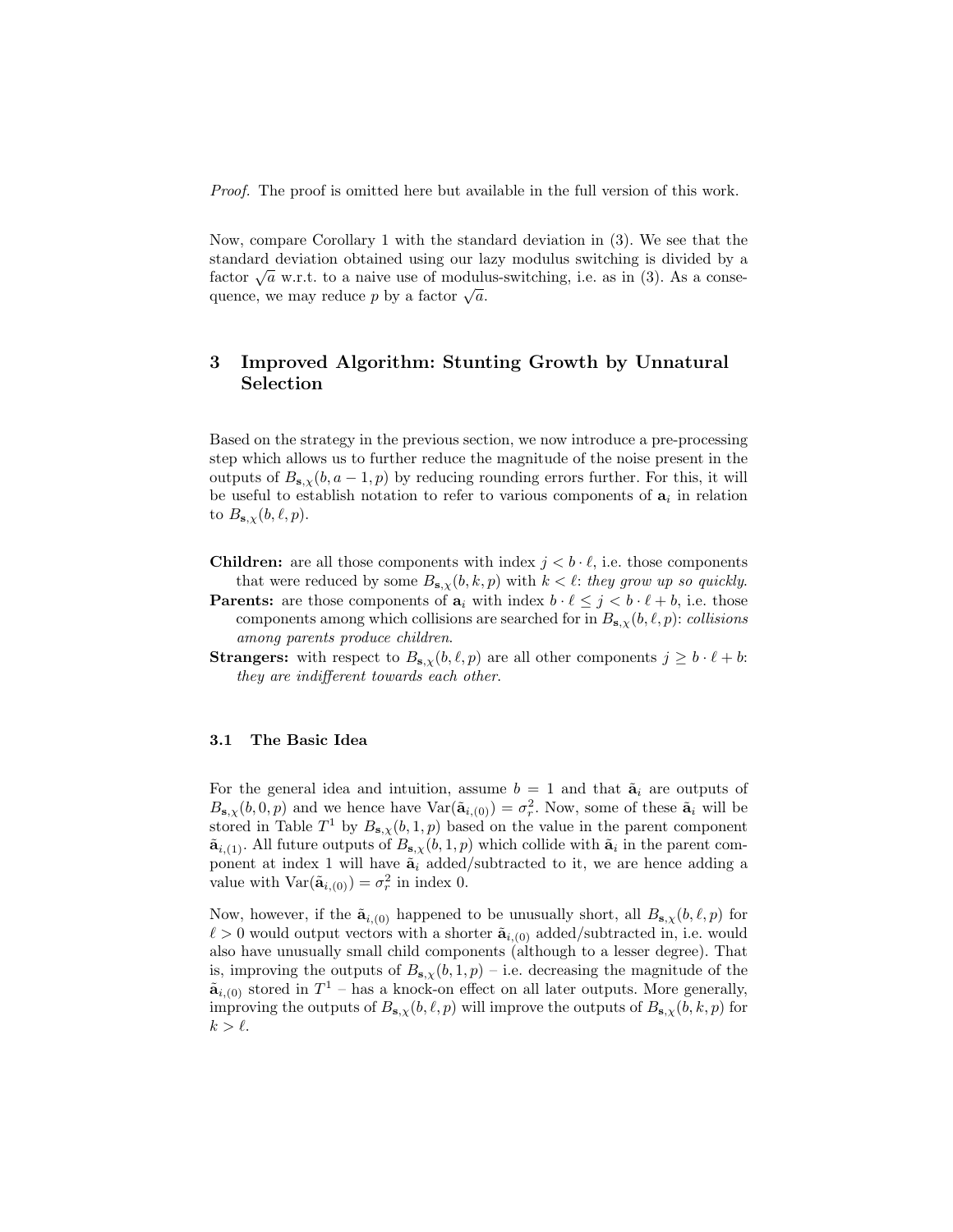*Proof.* The proof is omitted here but available in the full version of this work.

Now, compare Corollary 1 with the standard deviation in (3). We see that the standard deviation obtained using our lazy modulus switching is divided by a factor $\sqrt{a}$ w.r.t. to a naive use of modulus-switching, i.e. as in (3). As a consequence, we may reduce $p$ by a factor $\sqrt{a}$.

## 3 Improved Algorithm: Stunting Growth by Unnatural Selection

Based on the strategy in the previous section, we now introduce a pre-processing step which allows us to further reduce the magnitude of the noise present in the outputs of $B_{\mathbf{s},\chi}(b, a-1, p)$ by reducing rounding errors further. For this, it will be useful to establish notation to refer to various components of $\mathbf{a}_i$ in relation to $B_{\mathbf{s},\chi}(b, \ell, p)$.

**Children:** are all those components with index $j < b \cdot \ell$, i.e. those components that were reduced by some $B_{\mathbf{s},\chi}(b, k, p)$ with $k < \ell$: *they grow up so quickly.*

**Parents:** are those components of $\mathbf{a}_i$ with index $b \cdot \ell \leq j < b \cdot \ell + b$, i.e. those components among which collisions are searched for in $B_{\mathbf{s},\chi}(b, \ell, p)$: *collisions among parents produce children.*

**Strangers:** with respect to $B_{\mathbf{s},\chi}(b, \ell, p)$ are all other components $j \geq b \cdot \ell + b$: *they are indifferent towards each other.*

### 3.1 The Basic Idea

For the general idea and intuition, assume $b = 1$ and that $\tilde{\mathbf{a}}_i$ are outputs of $B_{\mathbf{s},\chi}(b, 0, p)$ and we hence have $\mathrm{Var}(\tilde{\mathbf{a}}_{i,(0)}) = \sigma_r^2$. Now, some of these $\tilde{\mathbf{a}}_i$ will be stored in Table $T^1$ by $B_{\mathbf{s},\chi}(b, 1, p)$ based on the value in the parent component $\tilde{\mathbf{a}}_{i,(1)}$. All future outputs of $B_{\mathbf{s},\chi}(b, 1, p)$ which collide with $\tilde{\mathbf{a}}_i$ in the parent component at index 1 will have $\tilde{\mathbf{a}}_i$ added/subtracted to it, we are hence adding a value with $\mathrm{Var}(\tilde{\mathbf{a}}_{i,(0)}) = \sigma_r^2$ in index 0.

Now, however, if the $\tilde{\mathbf{a}}_{i,(0)}$ happened to be unusually short, all $B_{\mathbf{s},\chi}(b, \ell, p)$ for $\ell > 0$ would output vectors with a shorter $\tilde{\mathbf{a}}_{i,(0)}$ added/subtracted in, i.e. would also have unusually small child components (although to a lesser degree). That is, improving the outputs of $B_{\mathbf{s},\chi}(b, 1, p)$ – i.e. decreasing the magnitude of the $\tilde{\mathbf{a}}_{i,(0)}$ stored in $T^1$ – has a knock-on effect on all later outputs. More generally, improving the outputs of $B_{\mathbf{s},\chi}(b, \ell, p)$ will improve the outputs of $B_{\mathbf{s},\chi}(b, k, p)$ for $k > \ell$.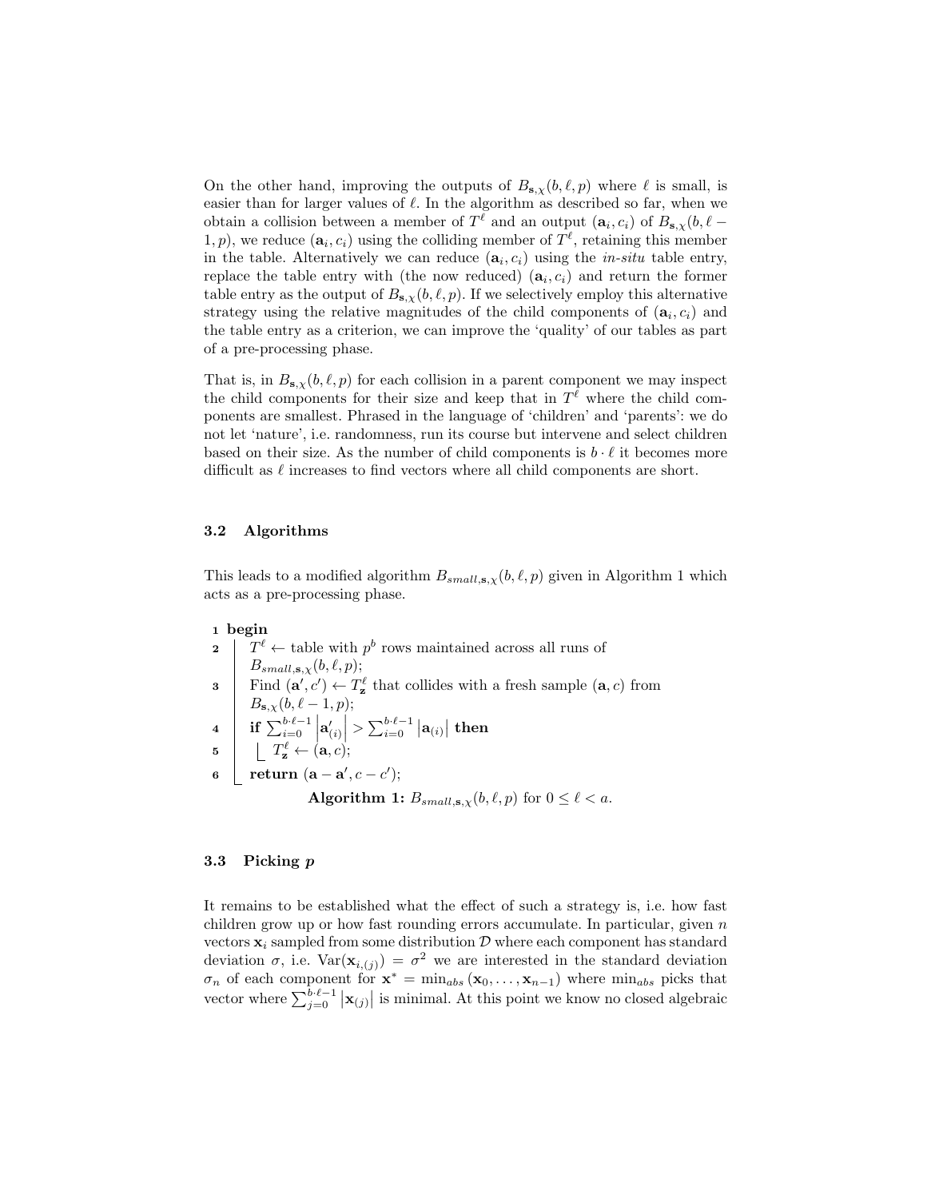On the other hand, improving the outputs of $B_{\mathbf{s},\chi}(b, \ell, p)$ where $\ell$ is small, is easier than for larger values of $\ell$. In the algorithm as described so far, when we obtain a collision between a member of $T^\ell$ and an output $(\mathbf{a}_i, c_i)$ of $B_{\mathbf{s},\chi}(b, \ell - 1, p)$, we reduce $(\mathbf{a}_i, c_i)$ using the colliding member of $T^\ell$, retaining this member in the table. Alternatively we can reduce $(\mathbf{a}_i, c_i)$ using the *in-situ* table entry, replace the table entry with (the now reduced) $(\mathbf{a}_i, c_i)$ and return the former table entry as the output of $B_{\mathbf{s},\chi}(b, \ell, p)$. If we selectively employ this alternative strategy using the relative magnitudes of the child components of $(\mathbf{a}_i, c_i)$ and the table entry as a criterion, we can improve the 'quality' of our tables as part of a pre-processing phase.

That is, in $B_{\mathbf{s},\chi}(b, \ell, p)$ for each collision in a parent component we may inspect the child components for their size and keep that in $T^\ell$ where the child components are smallest. Phrased in the language of 'children' and 'parents': we do not let 'nature', i.e. randomness, run its course but intervene and select children based on their size. As the number of child components is $b \cdot \ell$ it becomes more difficult as $\ell$ increases to find vectors where all child components are short.

### 3.2 Algorithms

This leads to a modified algorithm $B_{small,\mathbf{s},\chi}(b, \ell, p)$ given in Algorithm 1 which acts as a pre-processing phase.

```
1 begin
2   T^ℓ ← table with p^b rows maintained across all runs of B_{small,s,χ}(b, ℓ, p);
3   Find (a', c') ← T^ℓ_z that collides with a fresh sample (a, c) from B_{s,χ}(b, ℓ − 1, p);
4   if Σ_{i=0}^{b·ℓ−1} |a'_(i)| > Σ_{i=0}^{b·ℓ−1} |a_(i)| then
5     T^ℓ_z ← (a, c);
6   return (a − a', c − c');
```

**Algorithm 1:** $B_{small,\mathbf{s},\chi}(b, \ell, p)$ for $0 \leq \ell < a$.

### 3.3 Picking $p$

It remains to be established what the effect of such a strategy is, i.e. how fast children grow up or how fast rounding errors accumulate. In particular, given $n$ vectors $\mathbf{x}_i$ sampled from some distribution $\mathcal{D}$ where each component has standard deviation $\sigma$, i.e. $\mathrm{Var}(\mathbf{x}_{i,(j)}) = \sigma^2$ we are interested in the standard deviation $\sigma_n$ of each component for $\mathbf{x}^* = \min_{abs}(\mathbf{x}_0, \ldots, \mathbf{x}_{n-1})$ where $\min_{abs}$ picks that vector where $\sum_{j=0}^{b\cdot\ell-1} |\mathbf{x}_{(j)}|$ is minimal. At this point we know no closed algebraic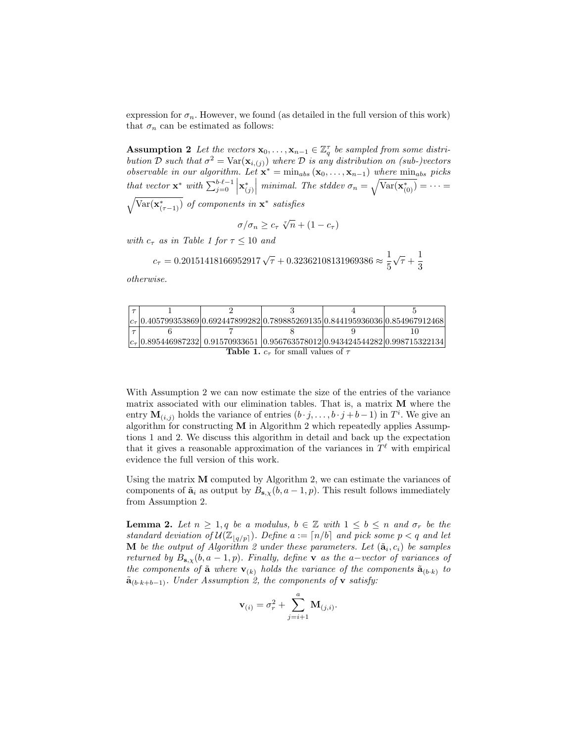expression for $\sigma_n$. However, we found (as detailed in the full version of this work) that $\sigma_n$ can be estimated as follows:

**Assumption 2** *Let the vectors $\mathbf{x}_0, \ldots, \mathbf{x}_{n-1} \in \mathbb{Z}_q^\tau$ be sampled from some distribution $\mathcal{D}$ such that $\sigma^2 = \mathrm{Var}(\mathbf{x}_{i,(j)})$ where $\mathcal{D}$ is any distribution on (sub-)vectors observable in our algorithm. Let $\mathbf{x}^* = \min_{abs}(\mathbf{x}_0, \ldots, \mathbf{x}_{n-1})$ where $\min_{abs}$ picks that vector $\mathbf{x}^*$ with $\sum_{j=0}^{b \cdot \ell - 1} \left| \mathbf{x}^*_{(j)} \right|$ minimal. The stddev $\sigma_n = \sqrt{\mathrm{Var}(\mathbf{x}^*_{(0)})} = \cdots = \sqrt{\mathrm{Var}(\mathbf{x}^*_{(\tau-1)})}$ of components in $\mathbf{x}^*$ satisfies*

$$\sigma/\sigma_n \geq c_\tau \sqrt[\tau]{n} + (1 - c_\tau)$$

*with $c_\tau$ as in Table 1 for $\tau \leq 10$ and*

$$c_\tau = 0.20151418166952917\,\sqrt{\tau} + 0.32362108131969386 \approx \frac{1}{5}\sqrt{\tau} + \frac{1}{3}$$

*otherwise.*

| $\tau$ | 1 | 2 | 3 | 4 | 5 |
|---|---|---|---|---|---|
| $c_\tau$ | 0.405799353869 | 0.692447899282 | 0.789885269135 | 0.844195936036 | 0.854967912468 |
| $\tau$ | 6 | 7 | 8 | 9 | 10 |
| $c_\tau$ | 0.895446987232 | 0.91570933651 | 0.956763578012 | 0.943424544282 | 0.998715322134 |

**Table 1.** $c_\tau$ for small values of $\tau$

With Assumption 2 we can now estimate the size of the entries of the variance matrix associated with our elimination tables. That is, a matrix $\mathbf{M}$ where the entry $\mathbf{M}_{(i,j)}$ holds the variance of entries $(b \cdot j, \ldots, b \cdot j + b - 1)$ in $T^i$. We give an algorithm for constructing $\mathbf{M}$ in Algorithm 2 which repeatedly applies Assumptions 1 and 2. We discuss this algorithm in detail and back up the expectation that it gives a reasonable approximation of the variances in $T^\ell$ with empirical evidence the full version of this work.

Using the matrix $\mathbf{M}$ computed by Algorithm 2, we can estimate the variances of components of $\tilde{\mathbf{a}}_i$ as output by $B_{\mathbf{s},\chi}(b, a-1, p)$. This result follows immediately from Assumption 2.

**Lemma 2.** *Let $n \geq 1, q$ be a modulus, $b \in \mathbb{Z}$ with $1 \leq b \leq n$ and $\sigma_r$ be the standard deviation of $\mathcal{U}(\mathbb{Z}_{\lfloor q/p \rceil})$. Define $a := \lceil n/b \rceil$ and pick some $p < q$ and let $\mathbf{M}$ be the output of Algorithm 2 under these parameters. Let $(\tilde{\mathbf{a}}_i, c_i)$ be samples returned by $B_{\mathbf{s},\chi}(b, a-1, p)$. Finally, define $\mathbf{v}$ as the $a-$vector of variances of the components of $\tilde{\mathbf{a}}$ where $\mathbf{v}_{(k)}$ holds the variance of the components $\tilde{\mathbf{a}}_{(b \cdot k)}$ to $\tilde{\mathbf{a}}_{(b \cdot k + b - 1)}$. Under Assumption 2, the components of $\mathbf{v}$ satisfy:*

$$\mathbf{v}_{(i)} = \sigma_r^2 + \sum_{j=i+1}^{a} \mathbf{M}_{(j,i)}.$$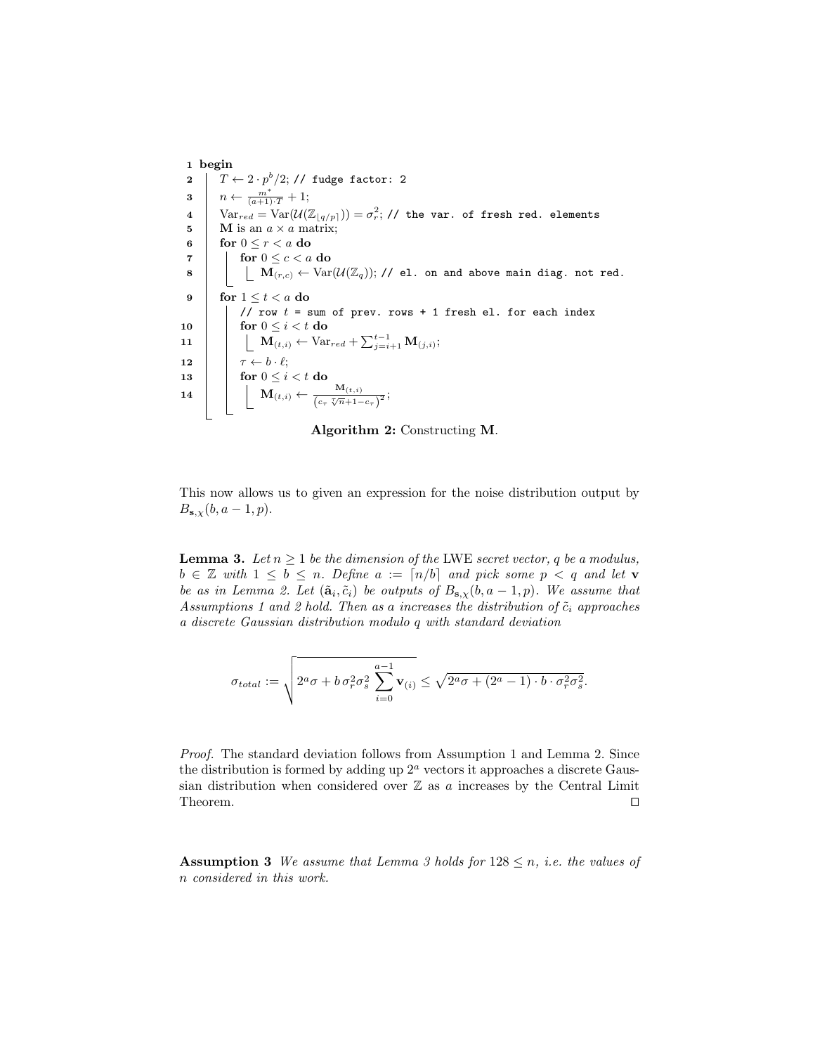```
1  begin
2      T ← 2 · p^b/2; // fudge factor: 2
3      n ← m*/((a+1)·T) + 1;
4      Var_red = Var(U(Z_⌊q/p⌉)) = σ_r^2; // the var. of fresh red. elements
5      M is an a × a matrix;
6      for 0 ≤ r < a do
7          for 0 ≤ c < a do
8              M_(r,c) ← Var(U(Z_q)); // el. on and above main diag. not red.
9      for 1 ≤ t < a do
           // row t = sum of prev. rows + 1 fresh el. for each index
10         for 0 ≤ i < t do
11             M_(t,i) ← Var_red + Σ_{j=i+1}^{t-1} M_(j,i);
12         τ ← b · ℓ;
13         for 0 ≤ i < t do
14             M_(t,i) ← M_(t,i) / (c_τ ·  τ√n + 1 − c_τ)^2;
```

**Algorithm 2:** Constructing $\mathbf{M}$.

This now allows us to given an expression for the noise distribution output by $B_{\mathbf{s},\chi}(b, a-1, p)$.

**Lemma 3.** *Let $n \geq 1$ be the dimension of the* LWE *secret vector, $q$ be a modulus, $b \in \mathbb{Z}$ with $1 \leq b \leq n$. Define $a := \lceil n/b \rceil$ and pick some $p < q$ and let $\mathbf{v}$ be as in Lemma 2. Let $(\tilde{\mathbf{a}}_i, \tilde{c}_i)$ be outputs of $B_{\mathbf{s},\chi}(b, a-1, p)$. We assume that Assumptions 1 and 2 hold. Then as $a$ increases the distribution of $\tilde{c}_i$ approaches a discrete Gaussian distribution modulo $q$ with standard deviation*

$$\sigma_{total} := \sqrt{2^a\sigma + b\,\sigma_r^2\sigma_s^2 \sum_{i=0}^{a-1} \mathbf{v}_{(i)}} \leq \sqrt{2^a\sigma + (2^a - 1) \cdot b \cdot \sigma_r^2\sigma_s^2}.$$

*Proof.* The standard deviation follows from Assumption 1 and Lemma 2. Since the distribution is formed by adding up $2^a$ vectors it approaches a discrete Gaussian distribution when considered over $\mathbb{Z}$ as $a$ increases by the Central Limit Theorem. □

**Assumption 3** *We assume that Lemma 3 holds for $128 \leq n$, i.e. the values of $n$ considered in this work.*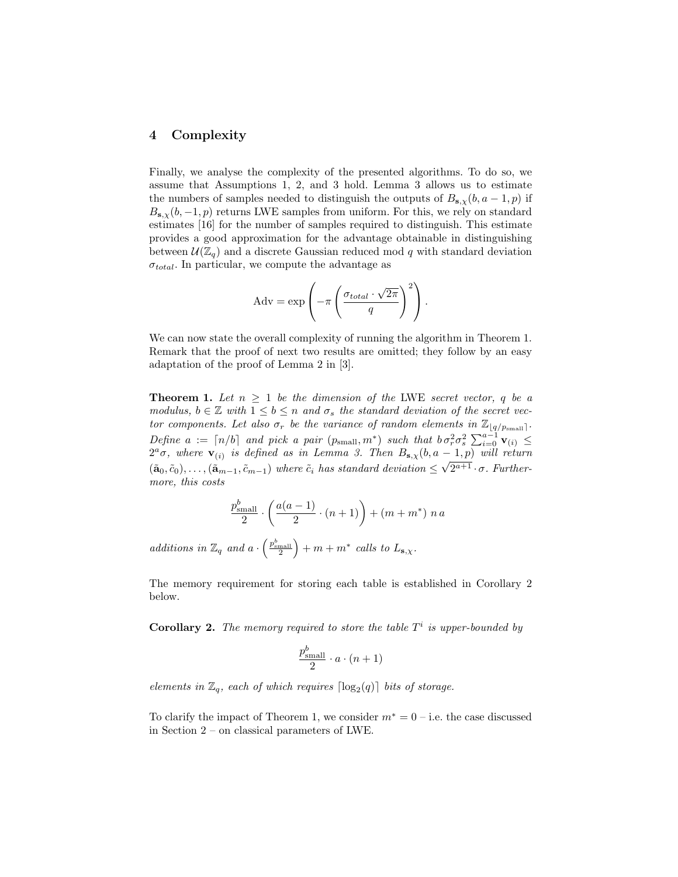## 4 Complexity

Finally, we analyse the complexity of the presented algorithms. To do so, we assume that Assumptions 1, 2, and 3 hold. Lemma 3 allows us to estimate the numbers of samples needed to distinguish the outputs of $B_{\mathbf{s},\chi}(b, a-1, p)$ if $B_{\mathbf{s},\chi}(b, -1, p)$ returns LWE samples from uniform. For this, we rely on standard estimates [16] for the number of samples required to distinguish. This estimate provides a good approximation for the advantage obtainable in distinguishing between $\mathcal{U}(\mathbb{Z}_q)$ and a discrete Gaussian reduced mod $q$ with standard deviation $\sigma_{total}$. In particular, we compute the advantage as

$$\mathrm{Adv} = \exp\left(-\pi\left(\frac{\sigma_{total}\cdot\sqrt{2\pi}}{q}\right)^2\right).$$

We can now state the overall complexity of running the algorithm in Theorem 1. Remark that the proof of next two results are omitted; they follow by an easy adaptation of the proof of Lemma 2 in [3].

**Theorem 1.** *Let $n \geq 1$ be the dimension of the* LWE *secret vector, $q$ be a modulus, $b \in \mathbb{Z}$ with $1 \leq b \leq n$ and $\sigma_s$ the standard deviation of the secret vector components. Let also $\sigma_r$ be the variance of random elements in $\mathbb{Z}_{\lfloor q/p_{\mathrm{small}}\rceil}$. Define $a := \lceil n/b \rceil$ and pick a pair $(p_{\mathrm{small}}, m^*)$ such that $b\,\sigma_r^2\sigma_s^2\sum_{i=0}^{a-1}\mathbf{v}_{(i)} \leq 2^a\sigma$, where $\mathbf{v}_{(i)}$ is defined as in Lemma 3. Then $B_{\mathbf{s},\chi}(b, a-1, p)$ will return $(\tilde{\mathbf{a}}_0, \tilde{c}_0), \ldots, (\tilde{\mathbf{a}}_{m-1}, \tilde{c}_{m-1})$ where $\tilde{c}_i$ has standard deviation $\leq \sqrt{2^{a+1}}\cdot\sigma$. Furthermore, this costs*

$$\frac{p_{\mathrm{small}}^b}{2}\cdot\left(\frac{a(a-1)}{2}\cdot(n+1)\right) + (m+m^*)\;n\,a$$

*additions in $\mathbb{Z}_q$ and $a\cdot\left(\frac{p_{\mathrm{small}}^b}{2}\right) + m + m^*$ calls to $L_{\mathbf{s},\chi}$.*

The memory requirement for storing each table is established in Corollary 2 below.

**Corollary 2.** *The memory required to store the table $T^i$ is upper-bounded by*

$$\frac{p_{\mathrm{small}}^b}{2}\cdot a\cdot(n+1)$$

*elements in $\mathbb{Z}_q$, each of which requires $\lceil \log_2(q) \rceil$ bits of storage.*

To clarify the impact of Theorem 1, we consider $m^* = 0$ – i.e. the case discussed in Section 2 – on classical parameters of LWE.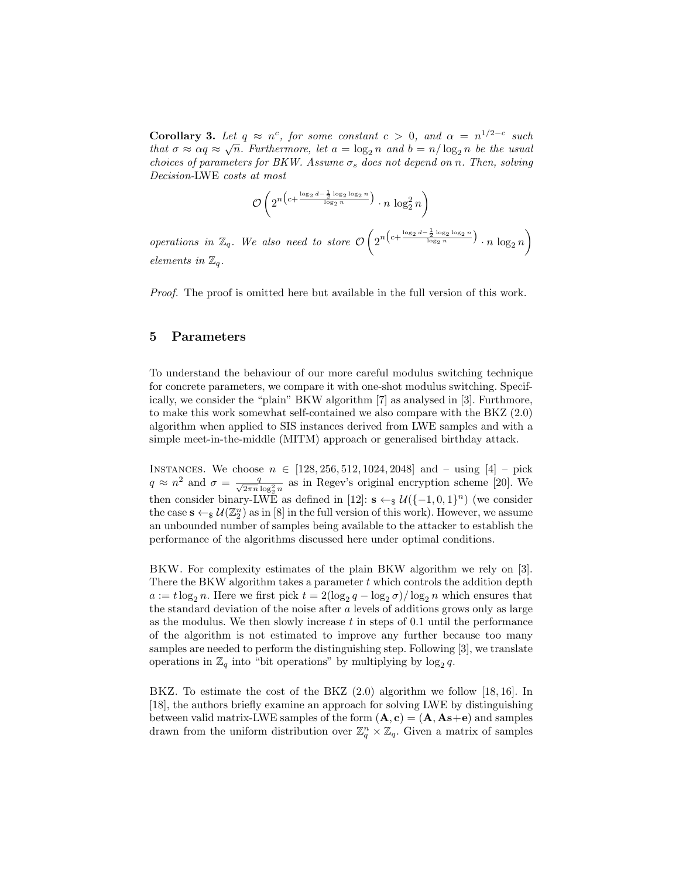**Corollary 3.** *Let $q \approx n^c$, for some constant $c > 0$, and $\alpha = n^{1/2-c}$ such that $\sigma \approx \alpha q \approx \sqrt{n}$. Furthermore, let $a = \log_2 n$ and $b = n/\log_2 n$ be the usual choices of parameters for BKW. Assume $\sigma_s$ does not depend on $n$. Then, solving Decision-*LWE *costs at most*

$$\mathcal{O}\left(2^{n\left(c+\frac{\log_2 d - \frac{1}{2}\log_2\log_2 n}{\log_2 n}\right)} \cdot n \log_2^2 n\right)$$

*operations in $\mathbb{Z}_q$. We also need to store $\mathcal{O}\left(2^{n\left(c+\frac{\log_2 d - \frac{1}{2}\log_2\log_2 n}{\log_2 n}\right)} \cdot n \log_2 n\right)$ elements in $\mathbb{Z}_q$.*

*Proof.* The proof is omitted here but available in the full version of this work.

## 5 Parameters

To understand the behaviour of our more careful modulus switching technique for concrete parameters, we compare it with one-shot modulus switching. Specifically, we consider the "plain" BKW algorithm [7] as analysed in [3]. Furthmore, to make this work somewhat self-contained we also compare with the BKZ (2.0) algorithm when applied to SIS instances derived from LWE samples and with a simple meet-in-the-middle (MITM) approach or generalised birthday attack.

Instances. We choose $n \in [128, 256, 512, 1024, 2048]$ and – using [4] – pick $q \approx n^2$ and $\sigma = \frac{q}{\sqrt{2\pi n}\log_2^2 n}$ as in Regev's original encryption scheme [20]. We then consider binary-LWE as defined in [12]: $\mathbf{s} \leftarrow_{\$} \mathcal{U}(\{-1,0,1\}^n)$ (we consider the case $\mathbf{s} \leftarrow_{\$} \mathcal{U}(\mathbb{Z}_2^n)$ as in [8] in the full version of this work). However, we assume an unbounded number of samples being available to the attacker to establish the performance of the algorithms discussed here under optimal conditions.

BKW. For complexity estimates of the plain BKW algorithm we rely on [3]. There the BKW algorithm takes a parameter $t$ which controls the addition depth $a := t \log_2 n$. Here we first pick $t = 2(\log_2 q - \log_2 \sigma)/\log_2 n$ which ensures that the standard deviation of the noise after $a$ levels of additions grows only as large as the modulus. We then slowly increase $t$ in steps of 0.1 until the performance of the algorithm is not estimated to improve any further because too many samples are needed to perform the distinguishing step. Following [3], we translate operations in $\mathbb{Z}_q$ into "bit operations" by multiplying by $\log_2 q$.

BKZ. To estimate the cost of the BKZ (2.0) algorithm we follow [18, 16]. In [18], the authors briefly examine an approach for solving LWE by distinguishing between valid matrix-LWE samples of the form $(\mathbf{A}, \mathbf{c}) = (\mathbf{A}, \mathbf{A}\mathbf{s}+\mathbf{e})$ and samples drawn from the uniform distribution over $\mathbb{Z}_q^n \times \mathbb{Z}_q$. Given a matrix of samples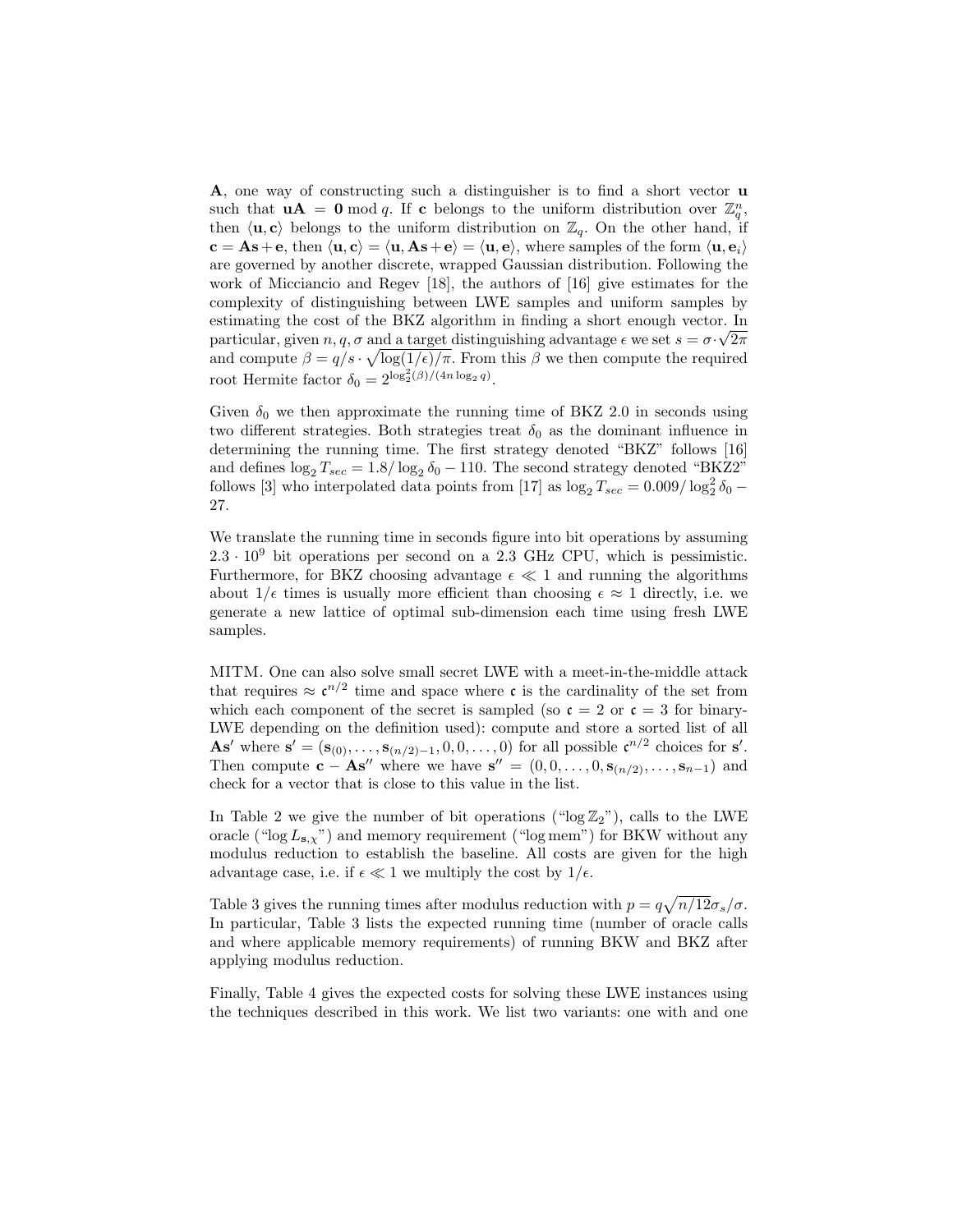**A**, one way of constructing such a distinguisher is to find a short vector **u** such that $\mathbf{uA} = \mathbf{0} \bmod q$. If **c** belongs to the uniform distribution over $\mathbb{Z}_q^n$, then $\langle \mathbf{u}, \mathbf{c} \rangle$ belongs to the uniform distribution on $\mathbb{Z}_q$. On the other hand, if $\mathbf{c} = \mathbf{As} + \mathbf{e}$, then $\langle \mathbf{u}, \mathbf{c} \rangle = \langle \mathbf{u}, \mathbf{As} + \mathbf{e} \rangle = \langle \mathbf{u}, \mathbf{e} \rangle$, where samples of the form $\langle \mathbf{u}, \mathbf{e}_i \rangle$ are governed by another discrete, wrapped Gaussian distribution. Following the work of Micciancio and Regev [18], the authors of [16] give estimates for the complexity of distinguishing between LWE samples and uniform samples by estimating the cost of the BKZ algorithm in finding a short enough vector. In particular, given $n, q, \sigma$ and a target distinguishing advantage $\epsilon$ we set $s = \sigma \cdot \sqrt{2\pi}$ and compute $\beta = q/s \cdot \sqrt{\log(1/\epsilon)/\pi}$. From this $\beta$ we then compute the required root Hermite factor $\delta_0 = 2^{\log_2^2(\beta)/(4n \log_2 q)}$.

Given $\delta_0$ we then approximate the running time of BKZ 2.0 in seconds using two different strategies. Both strategies treat $\delta_0$ as the dominant influence in determining the running time. The first strategy denoted "BKZ" follows [16] and defines $\log_2 T_{sec} = 1.8/\log_2 \delta_0 - 110$. The second strategy denoted "BKZ2" follows [3] who interpolated data points from [17] as $\log_2 T_{sec} = 0.009/\log_2^2 \delta_0 - 27$.

We translate the running time in seconds figure into bit operations by assuming $2.3 \cdot 10^9$ bit operations per second on a 2.3 GHz CPU, which is pessimistic. Furthermore, for BKZ choosing advantage $\epsilon \ll 1$ and running the algorithms about $1/\epsilon$ times is usually more efficient than choosing $\epsilon \approx 1$ directly, i.e. we generate a new lattice of optimal sub-dimension each time using fresh LWE samples.

MITM. One can also solve small secret LWE with a meet-in-the-middle attack that requires $\approx \mathfrak{c}^{n/2}$ time and space where $\mathfrak{c}$ is the cardinality of the set from which each component of the secret is sampled (so $\mathfrak{c} = 2$ or $\mathfrak{c} = 3$ for binary-LWE depending on the definition used): compute and store a sorted list of all $\mathbf{As}'$ where $\mathbf{s}' = (\mathbf{s}_{(0)}, \ldots, \mathbf{s}_{(n/2)-1}, 0, 0, \ldots, 0)$ for all possible $\mathfrak{c}^{n/2}$ choices for $\mathbf{s}'$. Then compute $\mathbf{c} - \mathbf{As}''$ where we have $\mathbf{s}'' = (0, 0, \ldots, 0, \mathbf{s}_{(n/2)}, \ldots, \mathbf{s}_{n-1})$ and check for a vector that is close to this value in the list.

In Table 2 we give the number of bit operations ("$\log \mathbb{Z}_2$"), calls to the LWE oracle ("$\log L_{\mathbf{s},\chi}$") and memory requirement ("$\log$ mem") for BKW without any modulus reduction to establish the baseline. All costs are given for the high advantage case, i.e. if $\epsilon \ll 1$ we multiply the cost by $1/\epsilon$.

Table 3 gives the running times after modulus reduction with $p = q\sqrt{n/12}\sigma_s/\sigma$. In particular, Table 3 lists the expected running time (number of oracle calls and where applicable memory requirements) of running BKW and BKZ after applying modulus reduction.

Finally, Table 4 gives the expected costs for solving these LWE instances using the techniques described in this work. We list two variants: one with and one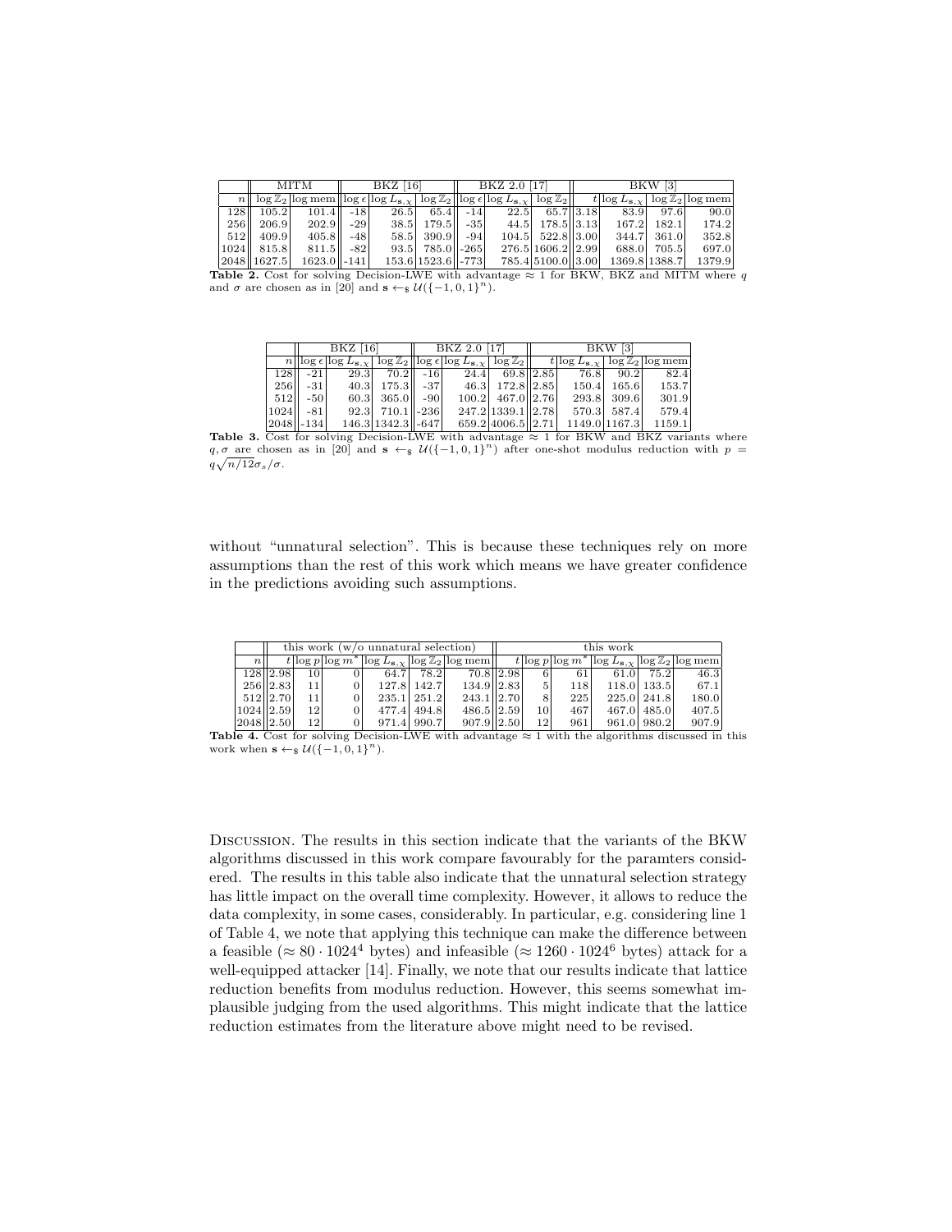| | MITM | | BKZ [16] | | | BKZ 2.0 [17] | | | BKW [3] | | | |
|---|---|---|---|---|---|---|---|---|---|---|---|---|
| $n$ | $\log \mathbb{Z}_2$ | $\log$ mem | $\log \epsilon$ | $\log L_{\mathbf{s},\chi}$ | $\log \mathbb{Z}_2$ | $\log \epsilon$ | $\log L_{\mathbf{s},\chi}$ | $\log \mathbb{Z}_2$ | $t$ | $\log L_{\mathbf{s},\chi}$ | $\log \mathbb{Z}_2$ | $\log$ mem |
| 128 | 105.2 | 101.4 | -18 | 26.5 | 65.4 | -14 | 22.5 | 65.7 | 3.18 | 83.9 | 97.6 | 90.0 |
| 256 | 206.9 | 202.9 | -29 | 38.5 | 179.5 | -35 | 44.5 | 178.5 | 3.13 | 167.2 | 182.1 | 174.2 |
| 512 | 409.9 | 405.8 | -48 | 58.5 | 390.9 | -94 | 104.5 | 522.8 | 3.00 | 344.7 | 361.0 | 352.8 |
| 1024 | 815.8 | 811.5 | -82 | 93.5 | 785.0 | -265 | 276.5 | 1606.2 | 2.99 | 688.0 | 705.5 | 697.0 |
| 2048 | 1627.5 | 1623.0 | -141 | 153.6 | 1523.6 | -773 | 785.4 | 5100.0 | 3.00 | 1369.8 | 1388.7 | 1379.9 |

**Table 2.** Cost for solving Decision-LWE with advantage $\approx 1$ for BKW, BKZ and MITM where $q$ and $\sigma$ are chosen as in [20] and $\mathbf{s} \leftarrow_\$ \mathcal{U}(\{-1,0,1\}^n)$.

| | BKZ [16] | | | BKZ 2.0 [17] | | | BKW [3] | | | |
|---|---|---|---|---|---|---|---|---|---|---|
| $n$ | $\log \epsilon$ | $\log L_{\mathbf{s},\chi}$ | $\log \mathbb{Z}_2$ | $\log \epsilon$ | $\log L_{\mathbf{s},\chi}$ | $\log \mathbb{Z}_2$ | $t$ | $\log L_{\mathbf{s},\chi}$ | $\log \mathbb{Z}_2$ | $\log$ mem |
| 128 | -21 | 29.3 | 70.2 | -16 | 24.4 | 69.8 | 2.85 | 76.8 | 90.2 | 82.4 |
| 256 | -31 | 40.3 | 175.3 | -37 | 46.3 | 172.8 | 2.85 | 150.4 | 165.6 | 153.7 |
| 512 | -50 | 60.3 | 365.0 | -90 | 100.2 | 467.0 | 2.76 | 293.8 | 309.6 | 301.9 |
| 1024 | -81 | 92.3 | 710.1 | -236 | 247.2 | 1339.1 | 2.78 | 570.3 | 587.4 | 579.4 |
| 2048 | -134 | 146.3 | 1342.3 | -647 | 659.2 | 4006.5 | 2.71 | 1149.0 | 1167.3 | 1159.1 |

**Table 3.** Cost for solving Decision-LWE with advantage $\approx 1$ for BKW and BKZ variants where $q, \sigma$ are chosen as in [20] and $\mathbf{s} \leftarrow_\$ \mathcal{U}(\{-1,0,1\}^n)$ after one-shot modulus reduction with $p = q\sqrt{n/12}\sigma_s/\sigma$.

without "unnatural selection". This is because these techniques rely on more assumptions than the rest of this work which means we have greater confidence in the predictions avoiding such assumptions.

| | this work (w/o unnatural selection) | | | | | | this work | | | | | |
|---|---|---|---|---|---|---|---|---|---|---|---|---|
| $n$ | $t$ | $\log p$ | $\log m^*$ | $\log L_{\mathbf{s},\chi}$ | $\log \mathbb{Z}_2$ | $\log$ mem | $t$ | $\log p$ | $\log m^*$ | $\log L_{\mathbf{s},\chi}$ | $\log \mathbb{Z}_2$ | $\log$ mem |
| 128 | 2.98 | 10 | 0 | 64.7 | 78.2 | 70.8 | 2.98 | 6 | 61 | 61.0 | 75.2 | 46.3 |
| 256 | 2.83 | 11 | 0 | 127.8 | 142.7 | 134.9 | 2.83 | 5 | 118 | 118.0 | 133.5 | 67.1 |
| 512 | 2.70 | 11 | 0 | 235.1 | 251.2 | 243.1 | 2.70 | 8 | 225 | 225.0 | 241.8 | 180.0 |
| 1024 | 2.59 | 12 | 0 | 477.4 | 494.8 | 486.5 | 2.59 | 10 | 467 | 467.0 | 485.0 | 407.5 |
| 2048 | 2.50 | 12 | 0 | 971.4 | 990.7 | 907.9 | 2.50 | 12 | 961 | 961.0 | 980.2 | 907.9 |

**Table 4.** Cost for solving Decision-LWE with advantage $\approx 1$ with the algorithms discussed in this work when $\mathbf{s} \leftarrow_\$ \mathcal{U}(\{-1,0,1\}^n)$.

Discussion. The results in this section indicate that the variants of the BKW algorithms discussed in this work compare favourably for the paramters considered. The results in this table also indicate that the unnatural selection strategy has little impact on the overall time complexity. However, it allows to reduce the data complexity, in some cases, considerably. In particular, e.g. considering line 1 of Table 4, we note that applying this technique can make the difference between a feasible ($\approx 80 \cdot 1024^4$ bytes) and infeasible ($\approx 1260 \cdot 1024^6$ bytes) attack for a well-equipped attacker [14]. Finally, we note that our results indicate that lattice reduction benefits from modulus reduction. However, this seems somewhat implausible judging from the used algorithms. This might indicate that the lattice reduction estimates from the literature above might need to be revised.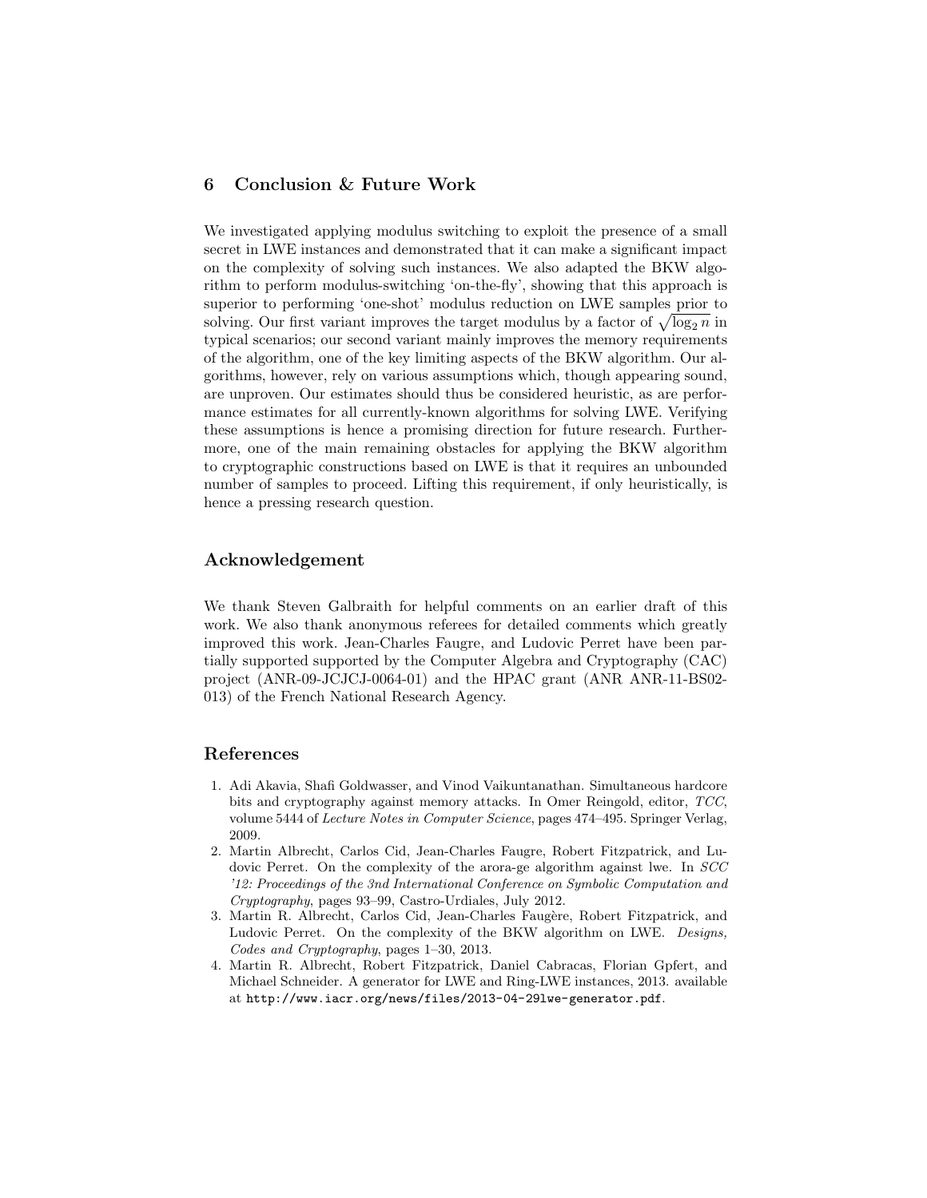## 6 Conclusion & Future Work

We investigated applying modulus switching to exploit the presence of a small secret in LWE instances and demonstrated that it can make a significant impact on the complexity of solving such instances. We also adapted the BKW algorithm to perform modulus-switching 'on-the-fly', showing that this approach is superior to performing 'one-shot' modulus reduction on LWE samples prior to solving. Our first variant improves the target modulus by a factor of $\sqrt{\log_2 n}$ in typical scenarios; our second variant mainly improves the memory requirements of the algorithm, one of the key limiting aspects of the BKW algorithm. Our algorithms, however, rely on various assumptions which, though appearing sound, are unproven. Our estimates should thus be considered heuristic, as are performance estimates for all currently-known algorithms for solving LWE. Verifying these assumptions is hence a promising direction for future research. Furthermore, one of the main remaining obstacles for applying the BKW algorithm to cryptographic constructions based on LWE is that it requires an unbounded number of samples to proceed. Lifting this requirement, if only heuristically, is hence a pressing research question.

## Acknowledgement

We thank Steven Galbraith for helpful comments on an earlier draft of this work. We also thank anonymous referees for detailed comments which greatly improved this work. Jean-Charles Faugre, and Ludovic Perret have been partially supported supported by the Computer Algebra and Cryptography (CAC) project (ANR-09-JCJCJ-0064-01) and the HPAC grant (ANR ANR-11-BS02-013) of the French National Research Agency.

## References

1. Adi Akavia, Shafi Goldwasser, and Vinod Vaikuntanathan. Simultaneous hardcore bits and cryptography against memory attacks. In Omer Reingold, editor, *TCC*, volume 5444 of *Lecture Notes in Computer Science*, pages 474–495. Springer Verlag, 2009.
2. Martin Albrecht, Carlos Cid, Jean-Charles Faugre, Robert Fitzpatrick, and Ludovic Perret. On the complexity of the arora-ge algorithm against lwe. In *SCC '12: Proceedings of the 3nd International Conference on Symbolic Computation and Cryptography*, pages 93–99, Castro-Urdiales, July 2012.
3. Martin R. Albrecht, Carlos Cid, Jean-Charles Faugère, Robert Fitzpatrick, and Ludovic Perret. On the complexity of the BKW algorithm on LWE. *Designs, Codes and Cryptography*, pages 1–30, 2013.
4. Martin R. Albrecht, Robert Fitzpatrick, Daniel Cabracas, Florian Gpfert, and Michael Schneider. A generator for LWE and Ring-LWE instances, 2013. available at `http://www.iacr.org/news/files/2013-04-29lwe-generator.pdf`.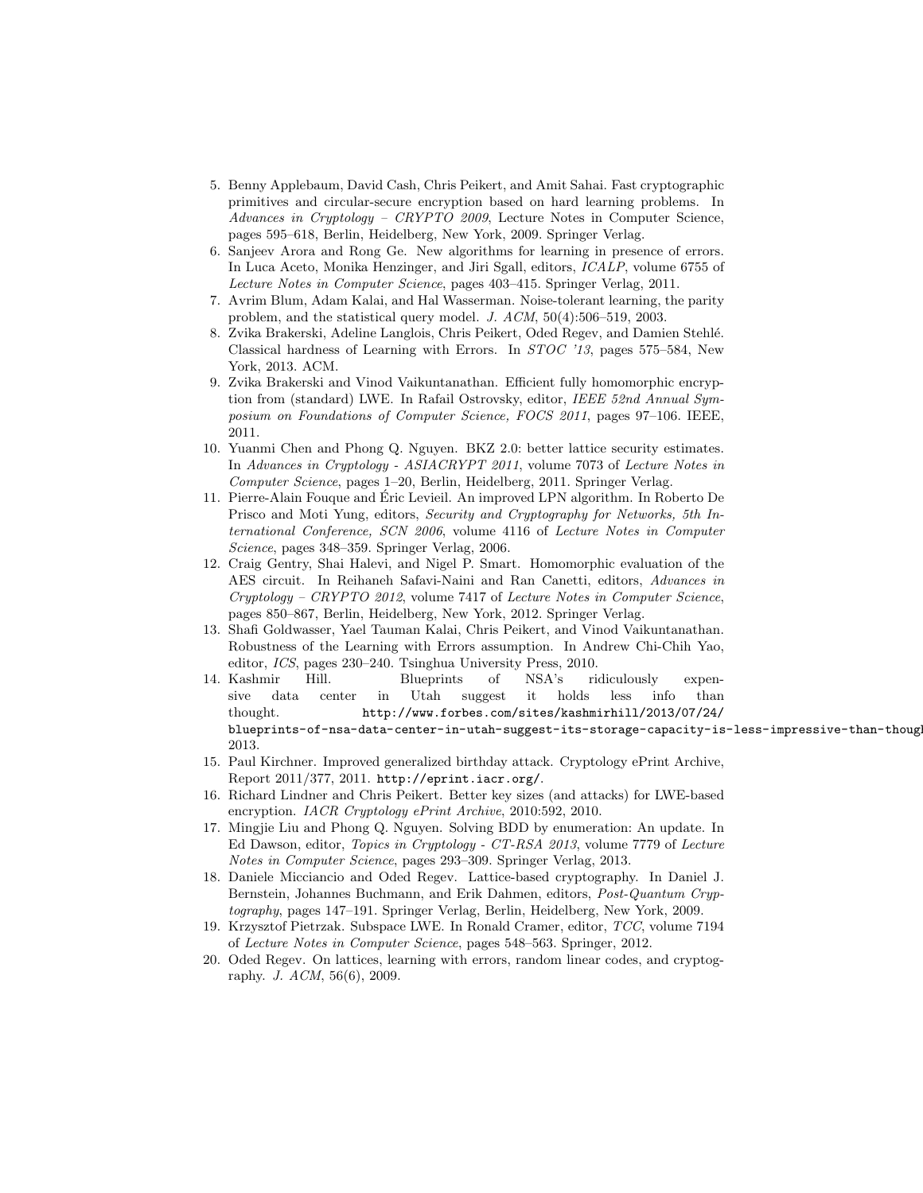5. Benny Applebaum, David Cash, Chris Peikert, and Amit Sahai. Fast cryptographic primitives and circular-secure encryption based on hard learning problems. In *Advances in Cryptology – CRYPTO 2009*, Lecture Notes in Computer Science, pages 595–618, Berlin, Heidelberg, New York, 2009. Springer Verlag.
6. Sanjeev Arora and Rong Ge. New algorithms for learning in presence of errors. In Luca Aceto, Monika Henzinger, and Jiri Sgall, editors, *ICALP*, volume 6755 of *Lecture Notes in Computer Science*, pages 403–415. Springer Verlag, 2011.
7. Avrim Blum, Adam Kalai, and Hal Wasserman. Noise-tolerant learning, the parity problem, and the statistical query model. *J. ACM*, 50(4):506–519, 2003.
8. Zvika Brakerski, Adeline Langlois, Chris Peikert, Oded Regev, and Damien Stehlé. Classical hardness of Learning with Errors. In *STOC '13*, pages 575–584, New York, 2013. ACM.
9. Zvika Brakerski and Vinod Vaikuntanathan. Efficient fully homomorphic encryption from (standard) LWE. In Rafail Ostrovsky, editor, *IEEE 52nd Annual Symposium on Foundations of Computer Science, FOCS 2011*, pages 97–106. IEEE, 2011.
10. Yuanmi Chen and Phong Q. Nguyen. BKZ 2.0: better lattice security estimates. In *Advances in Cryptology - ASIACRYPT 2011*, volume 7073 of *Lecture Notes in Computer Science*, pages 1–20, Berlin, Heidelberg, 2011. Springer Verlag.
11. Pierre-Alain Fouque and Éric Levieil. An improved LPN algorithm. In Roberto De Prisco and Moti Yung, editors, *Security and Cryptography for Networks, 5th International Conference, SCN 2006*, volume 4116 of *Lecture Notes in Computer Science*, pages 348–359. Springer Verlag, 2006.
12. Craig Gentry, Shai Halevi, and Nigel P. Smart. Homomorphic evaluation of the AES circuit. In Reihaneh Safavi-Naini and Ran Canetti, editors, *Advances in Cryptology – CRYPTO 2012*, volume 7417 of *Lecture Notes in Computer Science*, pages 850–867, Berlin, Heidelberg, New York, 2012. Springer Verlag.
13. Shafi Goldwasser, Yael Tauman Kalai, Chris Peikert, and Vinod Vaikuntanathan. Robustness of the Learning with Errors assumption. In Andrew Chi-Chih Yao, editor, *ICS*, pages 230–240. Tsinghua University Press, 2010.
14. Kashmir Hill. Blueprints of NSA's ridiculously expensive data center in Utah suggest it holds less info than thought. `http://www.forbes.com/sites/kashmirhill/2013/07/24/blueprints-of-nsa-data-center-in-utah-suggest-its-storage-capacity-is-less-impressive-than-thought`, 2013.
15. Paul Kirchner. Improved generalized birthday attack. Cryptology ePrint Archive, Report 2011/377, 2011. `http://eprint.iacr.org/`.
16. Richard Lindner and Chris Peikert. Better key sizes (and attacks) for LWE-based encryption. *IACR Cryptology ePrint Archive*, 2010:592, 2010.
17. Mingjie Liu and Phong Q. Nguyen. Solving BDD by enumeration: An update. In Ed Dawson, editor, *Topics in Cryptology - CT-RSA 2013*, volume 7779 of *Lecture Notes in Computer Science*, pages 293–309. Springer Verlag, 2013.
18. Daniele Micciancio and Oded Regev. Lattice-based cryptography. In Daniel J. Bernstein, Johannes Buchmann, and Erik Dahmen, editors, *Post-Quantum Cryptography*, pages 147–191. Springer Verlag, Berlin, Heidelberg, New York, 2009.
19. Krzysztof Pietrzak. Subspace LWE. In Ronald Cramer, editor, *TCC*, volume 7194 of *Lecture Notes in Computer Science*, pages 548–563. Springer, 2012.
20. Oded Regev. On lattices, learning with errors, random linear codes, and cryptography. *J. ACM*, 56(6), 2009.